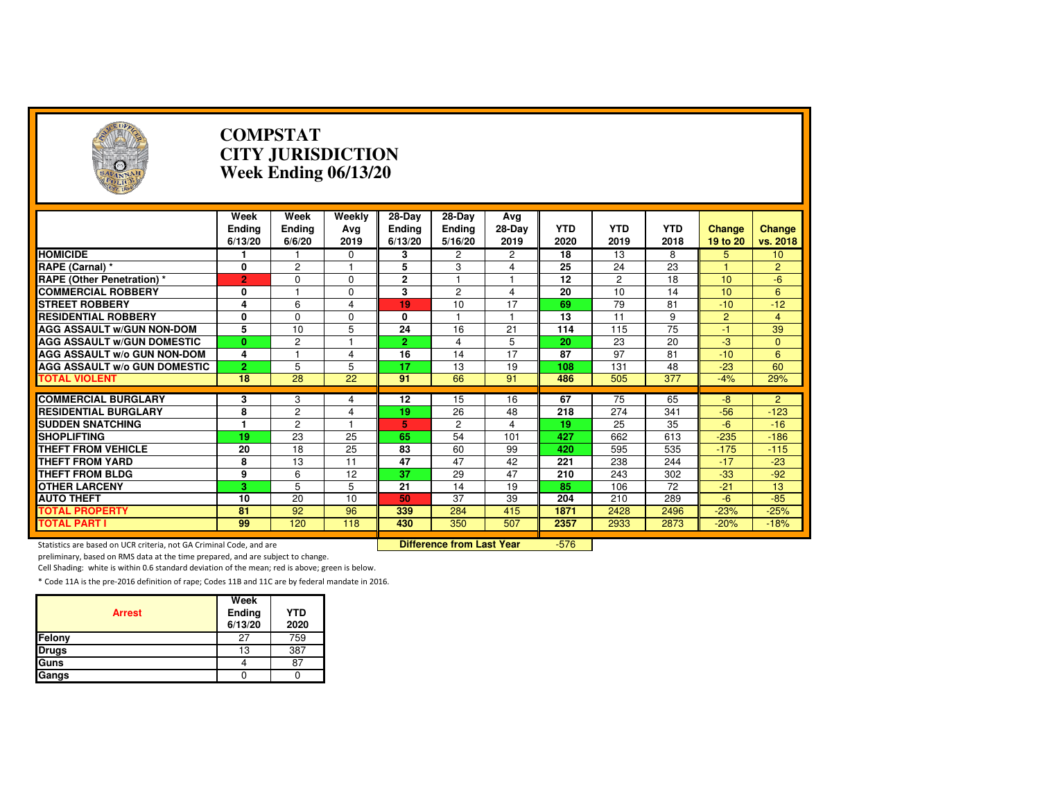# COMPSTAT
# CITY JURISDICTION
# Week Ending 06/13/20

| | Week Ending 6/13/20 | Week Ending 6/6/20 | Weekly Avg 2019 | 28-Day Ending 6/13/20 | 28-Day Ending 5/16/20 | Avg 28-Day 2019 | YTD 2020 | YTD 2019 | YTD 2018 | Change 19 to 20 | Change vs. 2018 |
|---|---|---|---|---|---|---|---|---|---|---|---|
| **HOMICIDE** | 1 | 1 | 0 | 3 | 2 | 2 | 18 | 13 | 8 | 5 | 10 |
| **RAPE (Carnal) *** | 0 | 2 | 1 | 5 | 3 | 4 | 25 | 24 | 23 | 1 | 2 |
| **RAPE (Other Penetration) *** | 2 | 0 | 0 | 2 | 1 | 1 | 12 | 2 | 18 | 10 | -6 |
| **COMMERCIAL ROBBERY** | 0 | 1 | 0 | 3 | 2 | 4 | 20 | 10 | 14 | 10 | 6 |
| **STREET ROBBERY** | 4 | 6 | 4 | 19 | 10 | 17 | 69 | 79 | 81 | -10 | -12 |
| **RESIDENTIAL ROBBERY** | 0 | 0 | 0 | 0 | 1 | 1 | 13 | 11 | 9 | 2 | 4 |
| **AGG ASSAULT w/GUN NON-DOM** | 5 | 10 | 5 | 24 | 16 | 21 | 114 | 115 | 75 | -1 | 39 |
| **AGG ASSAULT w/GUN DOMESTIC** | 0 | 2 | 1 | 2 | 4 | 5 | 20 | 23 | 20 | -3 | 0 |
| **AGG ASSAULT w/o GUN NON-DOM** | 4 | 1 | 4 | 16 | 14 | 17 | 87 | 97 | 81 | -10 | 6 |
| **AGG ASSAULT w/o GUN DOMESTIC** | 2 | 5 | 5 | 17 | 13 | 19 | 108 | 131 | 48 | -23 | 60 |
| **TOTAL VIOLENT** | 18 | 28 | 22 | 91 | 66 | 91 | 486 | 505 | 377 | -4% | 29% |
| **COMMERCIAL BURGLARY** | 3 | 3 | 4 | 12 | 15 | 16 | 67 | 75 | 65 | -8 | 2 |
| **RESIDENTIAL BURGLARY** | 8 | 2 | 4 | 19 | 26 | 48 | 218 | 274 | 341 | -56 | -123 |
| **SUDDEN SNATCHING** | 1 | 2 | 1 | 5 | 2 | 4 | 19 | 25 | 35 | -6 | -16 |
| **SHOPLIFTING** | 19 | 23 | 25 | 65 | 54 | 101 | 427 | 662 | 613 | -235 | -186 |
| **THEFT FROM VEHICLE** | 20 | 18 | 25 | 83 | 60 | 99 | 420 | 595 | 535 | -175 | -115 |
| **THEFT FROM YARD** | 8 | 13 | 11 | 47 | 47 | 42 | 221 | 238 | 244 | -17 | -23 |
| **THEFT FROM BLDG** | 9 | 6 | 12 | 37 | 29 | 47 | 210 | 243 | 302 | -33 | -92 |
| **OTHER LARCENY** | 3 | 5 | 5 | 21 | 14 | 19 | 85 | 106 | 72 | -21 | 13 |
| **AUTO THEFT** | 10 | 20 | 10 | 50 | 37 | 39 | 204 | 210 | 289 | -6 | -85 |
| **TOTAL PROPERTY** | 81 | 92 | 96 | 339 | 284 | 415 | 1871 | 2428 | 2496 | -23% | -25% |
| **TOTAL PART I** | 99 | 120 | 118 | 430 | 350 | 507 | 2357 | 2933 | 2873 | -20% | -18% |

**Difference from Last Year** -576

Statistics are based on UCR criteria, not GA Criminal Code, and are preliminary, based on RMS data at the time prepared, and are subject to change.

Cell Shading: white is within 0.6 standard deviation of the mean; red is above; green is below.

* Code 11A is the pre-2016 definition of rape; Codes 11B and 11C are by federal mandate in 2016.

| Arrest | Week Ending 6/13/20 | YTD 2020 |
|---|---|---|
| Felony | 27 | 759 |
| Drugs | 13 | 387 |
| Guns | 4 | 87 |
| Gangs | 0 | 0 |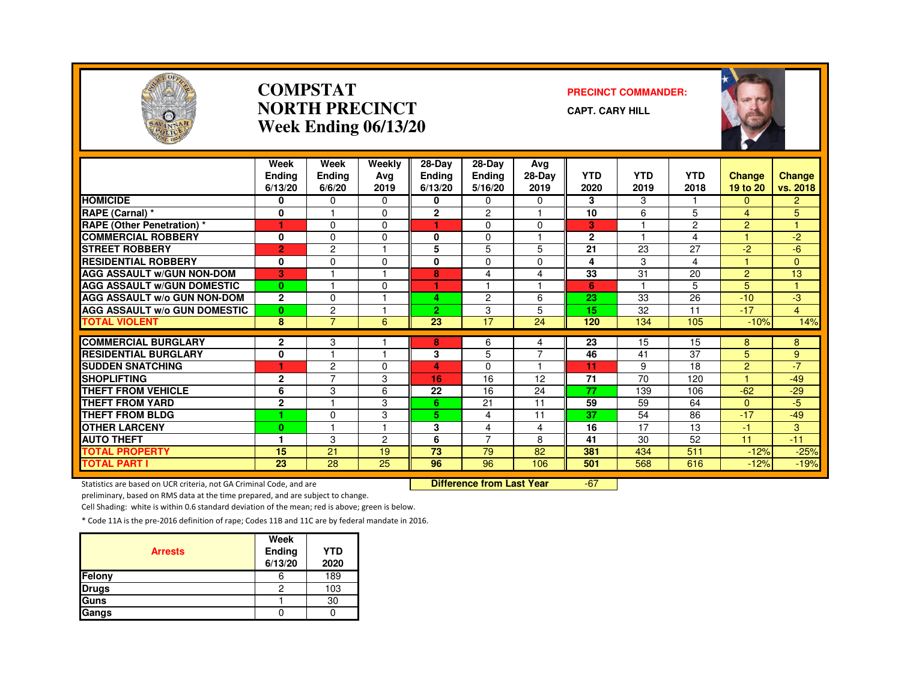# COMPSTAT
# NORTH PRECINCT
## Week Ending 06/13/20

**PRECINCT COMMANDER:**

**CAPT. CARY HILL**

| | Week Ending 6/13/20 | Week Ending 6/6/20 | Weekly Avg 2019 | 28-Day Ending 6/13/20 | 28-Day Ending 5/16/20 | Avg 28-Day 2019 | YTD 2020 | YTD 2019 | YTD 2018 | Change 19 to 20 | Change vs. 2018 |
|---|---|---|---|---|---|---|---|---|---|---|---|
| HOMICIDE | 0 | 0 | 0 | 0 | 0 | 0 | 3 | 3 | 1 | 0 | 2 |
| RAPE (Carnal) * | 0 | 1 | 0 | 2 | 2 | 1 | 10 | 6 | 5 | 4 | 5 |
| RAPE (Other Penetration) * | 1 | 0 | 0 | 1 | 0 | 0 | 3 | 1 | 2 | 2 | 1 |
| COMMERCIAL ROBBERY | 0 | 0 | 0 | 0 | 0 | 1 | 2 | 1 | 4 | 1 | -2 |
| STREET ROBBERY | 2 | 2 | 1 | 5 | 5 | 5 | 21 | 23 | 27 | -2 | -6 |
| RESIDENTIAL ROBBERY | 0 | 0 | 0 | 0 | 0 | 0 | 4 | 3 | 4 | 1 | 0 |
| AGG ASSAULT w/GUN NON-DOM | 3 | 1 | 1 | 8 | 4 | 4 | 33 | 31 | 20 | 2 | 13 |
| AGG ASSAULT w/GUN DOMESTIC | 0 | 1 | 0 | 1 | 1 | 1 | 6 | 1 | 5 | 5 | 1 |
| AGG ASSAULT w/o GUN NON-DOM | 2 | 0 | 1 | 4 | 2 | 6 | 23 | 33 | 26 | -10 | -3 |
| AGG ASSAULT w/o GUN DOMESTIC | 0 | 2 | 1 | 2 | 3 | 5 | 15 | 32 | 11 | -17 | 4 |
| TOTAL VIOLENT | 8 | 7 | 6 | 23 | 17 | 24 | 120 | 134 | 105 | -10% | 14% |
| COMMERCIAL BURGLARY | 2 | 3 | 1 | 8 | 6 | 4 | 23 | 15 | 15 | 8 | 8 |
| RESIDENTIAL BURGLARY | 0 | 1 | 1 | 3 | 5 | 7 | 46 | 41 | 37 | 5 | 9 |
| SUDDEN SNATCHING | 1 | 2 | 0 | 4 | 0 | 1 | 11 | 9 | 18 | 2 | -7 |
| SHOPLIFTING | 2 | 7 | 3 | 16 | 16 | 12 | 71 | 70 | 120 | 1 | -49 |
| THEFT FROM VEHICLE | 6 | 3 | 6 | 22 | 16 | 24 | 77 | 139 | 106 | -62 | -29 |
| THEFT FROM YARD | 2 | 1 | 3 | 6 | 21 | 11 | 59 | 59 | 64 | 0 | -5 |
| THEFT FROM BLDG | 1 | 0 | 3 | 5 | 4 | 11 | 37 | 54 | 86 | -17 | -49 |
| OTHER LARCENY | 0 | 1 | 1 | 3 | 4 | 4 | 16 | 17 | 13 | -1 | 3 |
| AUTO THEFT | 1 | 3 | 2 | 6 | 7 | 8 | 41 | 30 | 52 | 11 | -11 |
| TOTAL PROPERTY | 15 | 21 | 19 | 73 | 79 | 82 | 381 | 434 | 511 | -12% | -25% |
| TOTAL PART I | 23 | 28 | 25 | 96 | 96 | 106 | 501 | 568 | 616 | -12% | -19% |

**Difference from Last Year** -67

Statistics are based on UCR criteria, not GA Criminal Code, and are preliminary, based on RMS data at the time prepared, and are subject to change.

Cell Shading: white is within 0.6 standard deviation of the mean; red is above; green is below.

* Code 11A is the pre-2016 definition of rape; Codes 11B and 11C are by federal mandate in 2016.

| Arrests | Week Ending 6/13/20 | YTD 2020 |
|---|---|---|
| Felony | 6 | 189 |
| Drugs | 2 | 103 |
| Guns | 1 | 30 |
| Gangs | 0 | 0 |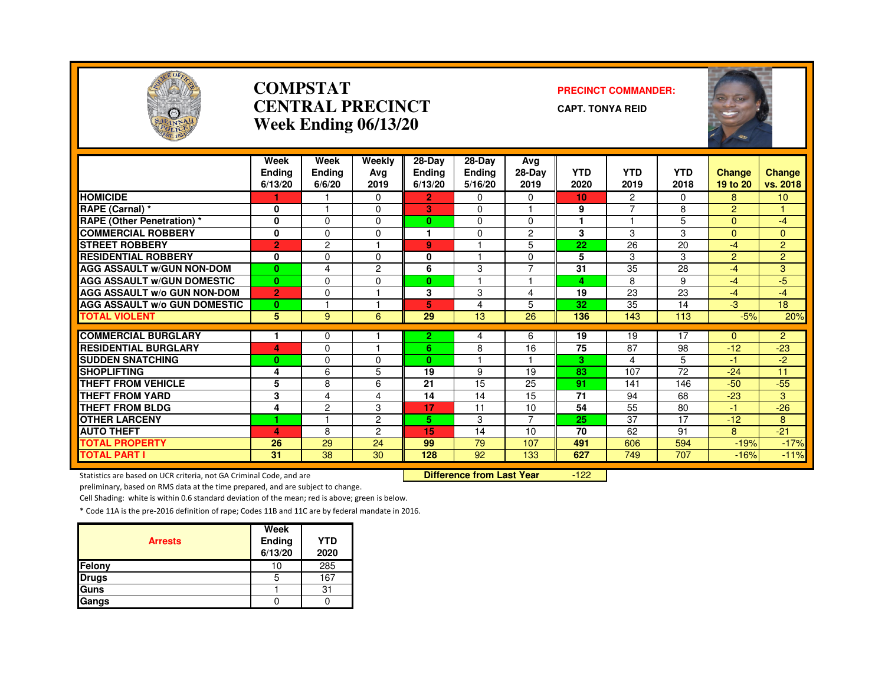# COMPSTAT CENTRAL PRECINCT Week Ending 06/13/20

**PRECINCT COMMANDER:**

**CAPT. TONYA REID**

| | Week Ending 6/13/20 | Week Ending 6/6/20 | Weekly Avg 2019 | 28-Day Ending 6/13/20 | 28-Day Ending 5/16/20 | Avg 28-Day 2019 | YTD 2020 | YTD 2019 | YTD 2018 | Change 19 to 20 | Change vs. 2018 |
|---|---|---|---|---|---|---|---|---|---|---|---|
| HOMICIDE | 1 | 1 | 0 | 2 | 0 | 0 | 10 | 2 | 0 | 8 | 10 |
| RAPE (Carnal) * | 0 | 1 | 0 | 3 | 0 | 1 | 9 | 7 | 8 | 2 | 1 |
| RAPE (Other Penetration) * | 0 | 0 | 0 | 0 | 0 | 0 | 1 | 1 | 5 | 0 | -4 |
| COMMERCIAL ROBBERY | 0 | 0 | 0 | 1 | 0 | 2 | 3 | 3 | 3 | 0 | 0 |
| STREET ROBBERY | 2 | 2 | 1 | 9 | 1 | 5 | 22 | 26 | 20 | -4 | 2 |
| RESIDENTIAL ROBBERY | 0 | 0 | 0 | 0 | 1 | 0 | 5 | 3 | 3 | 2 | 2 |
| AGG ASSAULT w/GUN NON-DOM | 0 | 4 | 2 | 6 | 3 | 7 | 31 | 35 | 28 | -4 | 3 |
| AGG ASSAULT w/GUN DOMESTIC | 0 | 0 | 0 | 0 | 1 | 1 | 4 | 8 | 9 | -4 | -5 |
| AGG ASSAULT w/o GUN NON-DOM | 2 | 0 | 1 | 3 | 3 | 4 | 19 | 23 | 23 | -4 | -4 |
| AGG ASSAULT w/o GUN DOMESTIC | 0 | 1 | 1 | 5 | 4 | 5 | 32 | 35 | 14 | -3 | 18 |
| TOTAL VIOLENT | 5 | 9 | 6 | 29 | 13 | 26 | 136 | 143 | 113 | -5% | 20% |
| COMMERCIAL BURGLARY | 1 | 0 | 1 | 2 | 4 | 6 | 19 | 19 | 17 | 0 | 2 |
| RESIDENTIAL BURGLARY | 4 | 0 | 1 | 6 | 8 | 16 | 75 | 87 | 98 | -12 | -23 |
| SUDDEN SNATCHING | 0 | 0 | 0 | 0 | 1 | 1 | 3 | 4 | 5 | -1 | -2 |
| SHOPLIFTING | 4 | 6 | 5 | 19 | 9 | 19 | 83 | 107 | 72 | -24 | 11 |
| THEFT FROM VEHICLE | 5 | 8 | 6 | 21 | 15 | 25 | 91 | 141 | 146 | -50 | -55 |
| THEFT FROM YARD | 3 | 4 | 4 | 14 | 14 | 15 | 71 | 94 | 68 | -23 | 3 |
| THEFT FROM BLDG | 4 | 2 | 3 | 17 | 11 | 10 | 54 | 55 | 80 | -1 | -26 |
| OTHER LARCENY | 1 | 1 | 2 | 5 | 3 | 7 | 25 | 37 | 17 | -12 | 8 |
| AUTO THEFT | 4 | 8 | 2 | 15 | 14 | 10 | 70 | 62 | 91 | 8 | -21 |
| TOTAL PROPERTY | 26 | 29 | 24 | 99 | 79 | 107 | 491 | 606 | 594 | -19% | -17% |
| TOTAL PART I | 31 | 38 | 30 | 128 | 92 | 133 | 627 | 749 | 707 | -16% | -11% |

**Difference from Last Year** -122

Statistics are based on UCR criteria, not GA Criminal Code, and are preliminary, based on RMS data at the time prepared, and are subject to change.

Cell Shading: white is within 0.6 standard deviation of the mean; red is above; green is below.

* Code 11A is the pre-2016 definition of rape; Codes 11B and 11C are by federal mandate in 2016.

| Arrests | Week Ending 6/13/20 | YTD 2020 |
|---|---|---|
| Felony | 10 | 285 |
| Drugs | 5 | 167 |
| Guns | 1 | 31 |
| Gangs | 0 | 0 |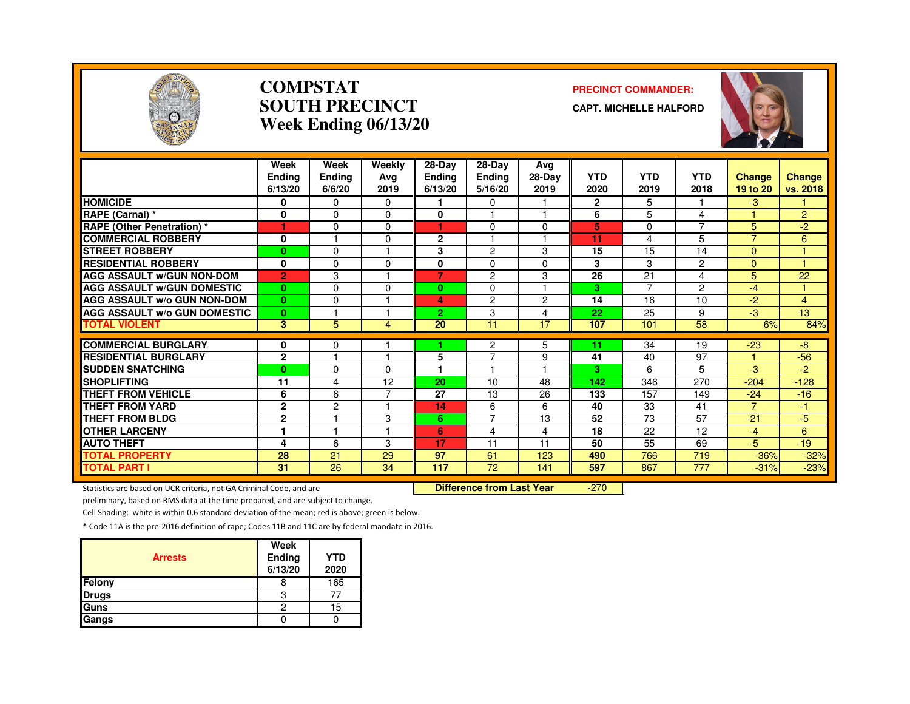# COMPSTAT
# SOUTH PRECINCT
## Week Ending 06/13/20

**PRECINCT COMMANDER:**
**CAPT. MICHELLE HALFORD**

| | Week Ending 6/13/20 | Week Ending 6/6/20 | Weekly Avg 2019 | 28-Day Ending 6/13/20 | 28-Day Ending 5/16/20 | Avg 28-Day 2019 | YTD 2020 | YTD 2019 | YTD 2018 | Change 19 to 20 | Change vs. 2018 |
|---|---|---|---|---|---|---|---|---|---|---|---|
| HOMICIDE | 0 | 0 | 0 | 1 | 0 | 1 | 2 | 5 | 1 | -3 | 1 |
| RAPE (Carnal) * | 0 | 0 | 0 | 0 | 1 | 1 | 6 | 5 | 4 | 1 | 2 |
| RAPE (Other Penetration) * | 1 | 0 | 0 | 1 | 0 | 0 | 5 | 0 | 7 | 5 | -2 |
| COMMERCIAL ROBBERY | 0 | 1 | 0 | 2 | 1 | 1 | 11 | 4 | 5 | 7 | 6 |
| STREET ROBBERY | 0 | 0 | 1 | 3 | 2 | 3 | 15 | 15 | 14 | 0 | 1 |
| RESIDENTIAL ROBBERY | 0 | 0 | 0 | 0 | 0 | 0 | 3 | 3 | 2 | 0 | 1 |
| AGG ASSAULT w/GUN NON-DOM | 2 | 3 | 1 | 7 | 2 | 3 | 26 | 21 | 4 | 5 | 22 |
| AGG ASSAULT w/GUN DOMESTIC | 0 | 0 | 0 | 0 | 0 | 1 | 3 | 7 | 2 | -4 | 1 |
| AGG ASSAULT w/o GUN NON-DOM | 0 | 0 | 1 | 4 | 2 | 2 | 14 | 16 | 10 | -2 | 4 |
| AGG ASSAULT w/o GUN DOMESTIC | 0 | 1 | 1 | 2 | 3 | 4 | 22 | 25 | 9 | -3 | 13 |
| TOTAL VIOLENT | 3 | 5 | 4 | 20 | 11 | 17 | 107 | 101 | 58 | 6% | 84% |
| COMMERCIAL BURGLARY | 0 | 0 | 1 | 1 | 2 | 5 | 11 | 34 | 19 | -23 | -8 |
| RESIDENTIAL BURGLARY | 2 | 1 | 1 | 5 | 7 | 9 | 41 | 40 | 97 | 1 | -56 |
| SUDDEN SNATCHING | 0 | 0 | 0 | 1 | 1 | 1 | 3 | 6 | 5 | -3 | -2 |
| SHOPLIFTING | 11 | 4 | 12 | 20 | 10 | 48 | 142 | 346 | 270 | -204 | -128 |
| THEFT FROM VEHICLE | 6 | 6 | 7 | 27 | 13 | 26 | 133 | 157 | 149 | -24 | -16 |
| THEFT FROM YARD | 2 | 2 | 1 | 14 | 6 | 6 | 40 | 33 | 41 | 7 | -1 |
| THEFT FROM BLDG | 2 | 1 | 3 | 6 | 7 | 13 | 52 | 73 | 57 | -21 | -5 |
| OTHER LARCENY | 1 | 1 | 1 | 6 | 4 | 4 | 18 | 22 | 12 | -4 | 6 |
| AUTO THEFT | 4 | 6 | 3 | 17 | 11 | 11 | 50 | 55 | 69 | -5 | -19 |
| TOTAL PROPERTY | 28 | 21 | 29 | 97 | 61 | 123 | 490 | 766 | 719 | -36% | -32% |
| TOTAL PART I | 31 | 26 | 34 | 117 | 72 | 141 | 597 | 867 | 777 | -31% | -23% |

**Difference from Last Year** -270

Statistics are based on UCR criteria, not GA Criminal Code, and are preliminary, based on RMS data at the time prepared, and are subject to change.

Cell Shading: white is within 0.6 standard deviation of the mean; red is above; green is below.

* Code 11A is the pre-2016 definition of rape; Codes 11B and 11C are by federal mandate in 2016.

| Arrests | Week Ending 6/13/20 | YTD 2020 |
|---|---|---|
| Felony | 8 | 165 |
| Drugs | 3 | 77 |
| Guns | 2 | 15 |
| Gangs | 0 | 0 |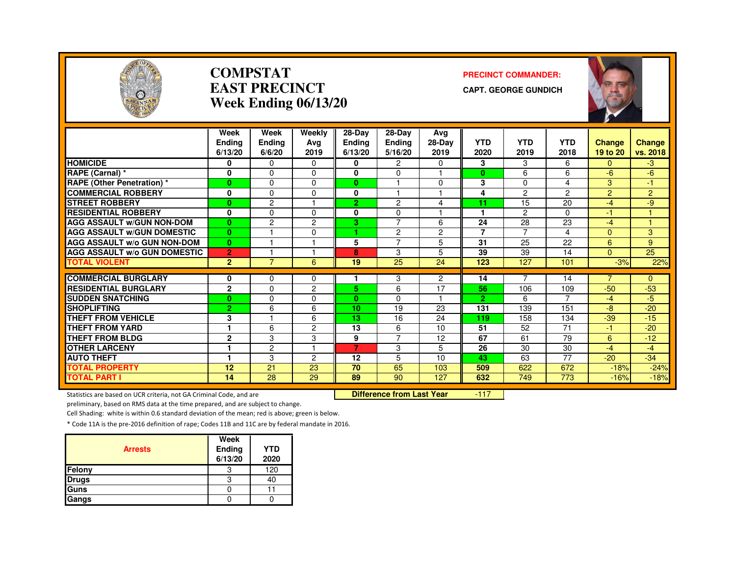# COMPSTAT
# EAST PRECINCT
## Week Ending 06/13/20

**PRECINCT COMMANDER:**
**CAPT. GEORGE GUNDICH**

| | Week Ending 6/13/20 | Week Ending 6/6/20 | Weekly Avg 2019 | 28-Day Ending 6/13/20 | 28-Day Ending 5/16/20 | Avg 28-Day 2019 | YTD 2020 | YTD 2019 | YTD 2018 | Change 19 to 20 | Change vs. 2018 |
|---|---|---|---|---|---|---|---|---|---|---|---|
| HOMICIDE | 0 | 0 | 0 | 0 | 2 | 0 | 3 | 3 | 6 | 0 | -3 |
| RAPE (Carnal) * | 0 | 0 | 0 | 0 | 0 | 1 | 0 | 6 | 6 | -6 | -6 |
| RAPE (Other Penetration) * | 0 | 0 | 0 | 0 | 1 | 0 | 3 | 0 | 4 | 3 | -1 |
| COMMERCIAL ROBBERY | 0 | 0 | 0 | 0 | 1 | 1 | 4 | 2 | 2 | 2 | 2 |
| STREET ROBBERY | 0 | 2 | 1 | 2 | 2 | 4 | 11 | 15 | 20 | -4 | -9 |
| RESIDENTIAL ROBBERY | 0 | 0 | 0 | 0 | 0 | 1 | 1 | 2 | 0 | -1 | 1 |
| AGG ASSAULT w/GUN NON-DOM | 0 | 2 | 2 | 3 | 7 | 6 | 24 | 28 | 23 | -4 | 1 |
| AGG ASSAULT w/GUN DOMESTIC | 0 | 1 | 0 | 1 | 2 | 2 | 7 | 7 | 4 | 0 | 3 |
| AGG ASSAULT w/o GUN NON-DOM | 0 | 1 | 1 | 5 | 7 | 5 | 31 | 25 | 22 | 6 | 9 |
| AGG ASSAULT w/o GUN DOMESTIC | 2 | 1 | 1 | 8 | 3 | 5 | 39 | 39 | 14 | 0 | 25 |
| TOTAL VIOLENT | 2 | 7 | 6 | 19 | 25 | 24 | 123 | 127 | 101 | -3% | 22% |
| COMMERCIAL BURGLARY | 0 | 0 | 0 | 1 | 3 | 2 | 14 | 7 | 14 | 7 | 0 |
| RESIDENTIAL BURGLARY | 2 | 0 | 2 | 5 | 6 | 17 | 56 | 106 | 109 | -50 | -53 |
| SUDDEN SNATCHING | 0 | 0 | 0 | 0 | 0 | 1 | 2 | 6 | 7 | -4 | -5 |
| SHOPLIFTING | 2 | 6 | 6 | 10 | 19 | 23 | 131 | 139 | 151 | -8 | -20 |
| THEFT FROM VEHICLE | 3 | 1 | 6 | 13 | 16 | 24 | 119 | 158 | 134 | -39 | -15 |
| THEFT FROM YARD | 1 | 6 | 2 | 13 | 6 | 10 | 51 | 52 | 71 | -1 | -20 |
| THEFT FROM BLDG | 2 | 3 | 3 | 9 | 7 | 12 | 67 | 61 | 79 | 6 | -12 |
| OTHER LARCENY | 1 | 2 | 1 | 7 | 3 | 5 | 26 | 30 | 30 | -4 | -4 |
| AUTO THEFT | 1 | 3 | 2 | 12 | 5 | 10 | 43 | 63 | 77 | -20 | -34 |
| TOTAL PROPERTY | 12 | 21 | 23 | 70 | 65 | 103 | 509 | 622 | 672 | -18% | -24% |
| TOTAL PART I | 14 | 28 | 29 | 89 | 90 | 127 | 632 | 749 | 773 | -16% | -18% |

**Difference from Last Year** -117

Statistics are based on UCR criteria, not GA Criminal Code, and are preliminary, based on RMS data at the time prepared, and are subject to change.

Cell Shading: white is within 0.6 standard deviation of the mean; red is above; green is below.

* Code 11A is the pre-2016 definition of rape; Codes 11B and 11C are by federal mandate in 2016.

| Arrests | Week Ending 6/13/20 | YTD 2020 |
|---|---|---|
| Felony | 3 | 120 |
| Drugs | 3 | 40 |
| Guns | 0 | 11 |
| Gangs | 0 | 0 |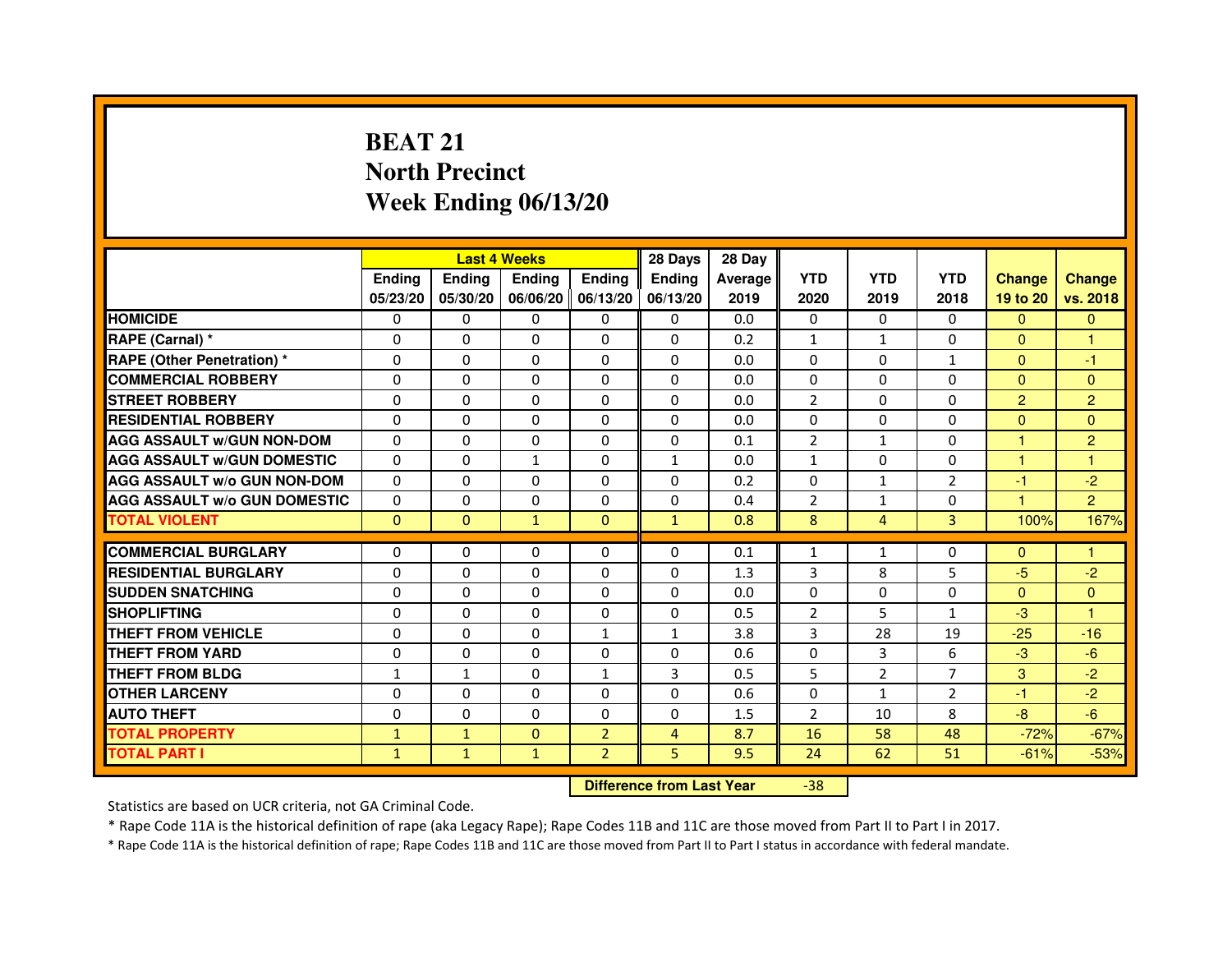# BEAT 21
# North Precinct
# Week Ending 06/13/20

| | Last 4 Weeks | | | | 28 Days | 28 Day | | | | | |
|---|---|---|---|---|---|---|---|---|---|---|---|
| | Ending 05/23/20 | Ending 05/30/20 | Ending 06/06/20 | Ending 06/13/20 | Ending 06/13/20 | Average 2019 | YTD 2020 | YTD 2019 | YTD 2018 | Change 19 to 20 | Change vs. 2018 |
| HOMICIDE | 0 | 0 | 0 | 0 | 0 | 0.0 | 0 | 0 | 0 | 0 | 0 |
| RAPE (Carnal) * | 0 | 0 | 0 | 0 | 0 | 0.2 | 1 | 1 | 0 | 0 | 1 |
| RAPE (Other Penetration) * | 0 | 0 | 0 | 0 | 0 | 0.0 | 0 | 0 | 1 | 0 | -1 |
| COMMERCIAL ROBBERY | 0 | 0 | 0 | 0 | 0 | 0.0 | 0 | 0 | 0 | 0 | 0 |
| STREET ROBBERY | 0 | 0 | 0 | 0 | 0 | 0.0 | 2 | 0 | 0 | 2 | 2 |
| RESIDENTIAL ROBBERY | 0 | 0 | 0 | 0 | 0 | 0.0 | 0 | 0 | 0 | 0 | 0 |
| AGG ASSAULT w/GUN NON-DOM | 0 | 0 | 0 | 0 | 0 | 0.1 | 2 | 1 | 0 | 1 | 2 |
| AGG ASSAULT w/GUN DOMESTIC | 0 | 0 | 1 | 0 | 1 | 0.0 | 1 | 0 | 0 | 1 | 1 |
| AGG ASSAULT w/o GUN NON-DOM | 0 | 0 | 0 | 0 | 0 | 0.2 | 0 | 1 | 2 | -1 | -2 |
| AGG ASSAULT w/o GUN DOMESTIC | 0 | 0 | 0 | 0 | 0 | 0.4 | 2 | 1 | 0 | 1 | 2 |
| TOTAL VIOLENT | 0 | 0 | 1 | 0 | 1 | 0.8 | 8 | 4 | 3 | 100% | 167% |
| COMMERCIAL BURGLARY | 0 | 0 | 0 | 0 | 0 | 0.1 | 1 | 1 | 0 | 0 | 1 |
| RESIDENTIAL BURGLARY | 0 | 0 | 0 | 0 | 0 | 1.3 | 3 | 8 | 5 | -5 | -2 |
| SUDDEN SNATCHING | 0 | 0 | 0 | 0 | 0 | 0.0 | 0 | 0 | 0 | 0 | 0 |
| SHOPLIFTING | 0 | 0 | 0 | 0 | 0 | 0.5 | 2 | 5 | 1 | -3 | 1 |
| THEFT FROM VEHICLE | 0 | 0 | 0 | 1 | 1 | 3.8 | 3 | 28 | 19 | -25 | -16 |
| THEFT FROM YARD | 0 | 0 | 0 | 0 | 0 | 0.6 | 0 | 3 | 6 | -3 | -6 |
| THEFT FROM BLDG | 1 | 1 | 0 | 1 | 3 | 0.5 | 5 | 2 | 7 | 3 | -2 |
| OTHER LARCENY | 0 | 0 | 0 | 0 | 0 | 0.6 | 0 | 1 | 2 | -1 | -2 |
| AUTO THEFT | 0 | 0 | 0 | 0 | 0 | 1.5 | 2 | 10 | 8 | -8 | -6 |
| TOTAL PROPERTY | 1 | 1 | 0 | 2 | 4 | 8.7 | 16 | 58 | 48 | -72% | -67% |
| TOTAL PART I | 1 | 1 | 1 | 2 | 5 | 9.5 | 24 | 62 | 51 | -61% | -53% |

**Difference from Last Year** -38

Statistics are based on UCR criteria, not GA Criminal Code.

* Rape Code 11A is the historical definition of rape (aka Legacy Rape); Rape Codes 11B and 11C are those moved from Part II to Part I in 2017.

* Rape Code 11A is the historical definition of rape; Rape Codes 11B and 11C are those moved from Part II to Part I status in accordance with federal mandate.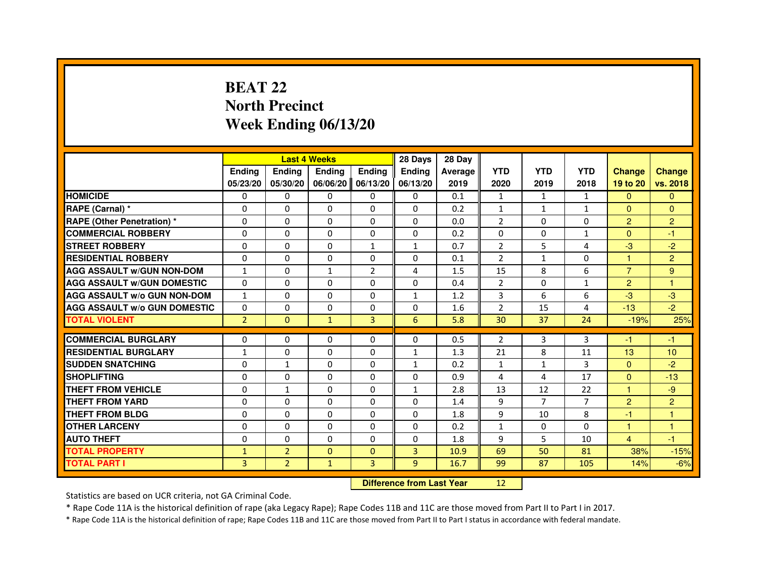# BEAT 22
# North Precinct
# Week Ending 06/13/20

| | Last 4 Weeks | | | | 28 Days | 28 Day | | | | | |
|---|---|---|---|---|---|---|---|---|---|---|---|
| | Ending 05/23/20 | Ending 05/30/20 | Ending 06/06/20 | Ending 06/13/20 | Ending 06/13/20 | Average 2019 | YTD 2020 | YTD 2019 | YTD 2018 | Change 19 to 20 | Change vs. 2018 |
| HOMICIDE | 0 | 0 | 0 | 0 | 0 | 0.1 | 1 | 1 | 1 | 0 | 0 |
| RAPE (Carnal) * | 0 | 0 | 0 | 0 | 0 | 0.2 | 1 | 1 | 1 | 0 | 0 |
| RAPE (Other Penetration) * | 0 | 0 | 0 | 0 | 0 | 0.0 | 2 | 0 | 0 | 2 | 2 |
| COMMERCIAL ROBBERY | 0 | 0 | 0 | 0 | 0 | 0.2 | 0 | 0 | 1 | 0 | -1 |
| STREET ROBBERY | 0 | 0 | 0 | 1 | 1 | 0.7 | 2 | 5 | 4 | -3 | -2 |
| RESIDENTIAL ROBBERY | 0 | 0 | 0 | 0 | 0 | 0.1 | 2 | 1 | 0 | 1 | 2 |
| AGG ASSAULT w/GUN NON-DOM | 1 | 0 | 1 | 2 | 4 | 1.5 | 15 | 8 | 6 | 7 | 9 |
| AGG ASSAULT w/GUN DOMESTIC | 0 | 0 | 0 | 0 | 0 | 0.4 | 2 | 0 | 1 | 2 | 1 |
| AGG ASSAULT w/o GUN NON-DOM | 1 | 0 | 0 | 0 | 1 | 1.2 | 3 | 6 | 6 | -3 | -3 |
| AGG ASSAULT w/o GUN DOMESTIC | 0 | 0 | 0 | 0 | 0 | 1.6 | 2 | 15 | 4 | -13 | -2 |
| TOTAL VIOLENT | 2 | 0 | 1 | 3 | 6 | 5.8 | 30 | 37 | 24 | -19% | 25% |
| COMMERCIAL BURGLARY | 0 | 0 | 0 | 0 | 0 | 0.5 | 2 | 3 | 3 | -1 | -1 |
| RESIDENTIAL BURGLARY | 1 | 0 | 0 | 0 | 1 | 1.3 | 21 | 8 | 11 | 13 | 10 |
| SUDDEN SNATCHING | 0 | 1 | 0 | 0 | 1 | 0.2 | 1 | 1 | 3 | 0 | -2 |
| SHOPLIFTING | 0 | 0 | 0 | 0 | 0 | 0.9 | 4 | 4 | 17 | 0 | -13 |
| THEFT FROM VEHICLE | 0 | 1 | 0 | 0 | 1 | 2.8 | 13 | 12 | 22 | 1 | -9 |
| THEFT FROM YARD | 0 | 0 | 0 | 0 | 0 | 1.4 | 9 | 7 | 7 | 2 | 2 |
| THEFT FROM BLDG | 0 | 0 | 0 | 0 | 0 | 1.8 | 9 | 10 | 8 | -1 | 1 |
| OTHER LARCENY | 0 | 0 | 0 | 0 | 0 | 0.2 | 1 | 0 | 0 | 1 | 1 |
| AUTO THEFT | 0 | 0 | 0 | 0 | 0 | 1.8 | 9 | 5 | 10 | 4 | -1 |
| TOTAL PROPERTY | 1 | 2 | 0 | 0 | 3 | 10.9 | 69 | 50 | 81 | 38% | -15% |
| TOTAL PART I | 3 | 2 | 1 | 3 | 9 | 16.7 | 99 | 87 | 105 | 14% | -6% |

**Difference from Last Year** 12

Statistics are based on UCR criteria, not GA Criminal Code.

* Rape Code 11A is the historical definition of rape (aka Legacy Rape); Rape Codes 11B and 11C are those moved from Part II to Part I in 2017.

* Rape Code 11A is the historical definition of rape; Rape Codes 11B and 11C are those moved from Part II to Part I status in accordance with federal mandate.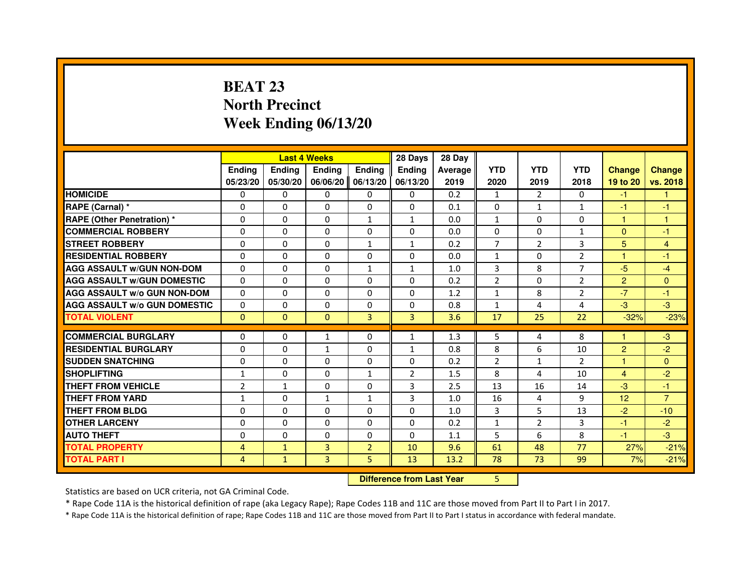# BEAT 23
## North Precinct
## Week Ending 06/13/20

| | Last 4 Weeks | | | | 28 Days | 28 Day | | | | | |
|---|---|---|---|---|---|---|---|---|---|---|---|
| | Ending 05/23/20 | Ending 05/30/20 | Ending 06/06/20 | Ending 06/13/20 | Ending 06/13/20 | Average 2019 | YTD 2020 | YTD 2019 | YTD 2018 | Change 19 to 20 | Change vs. 2018 |
| HOMICIDE | 0 | 0 | 0 | 0 | 0 | 0.2 | 1 | 2 | 0 | -1 | 1 |
| RAPE (Carnal) * | 0 | 0 | 0 | 0 | 0 | 0.1 | 0 | 1 | 1 | -1 | -1 |
| RAPE (Other Penetration) * | 0 | 0 | 0 | 1 | 1 | 0.0 | 1 | 0 | 0 | 1 | 1 |
| COMMERCIAL ROBBERY | 0 | 0 | 0 | 0 | 0 | 0.0 | 0 | 0 | 1 | 0 | -1 |
| STREET ROBBERY | 0 | 0 | 0 | 1 | 1 | 0.2 | 7 | 2 | 3 | 5 | 4 |
| RESIDENTIAL ROBBERY | 0 | 0 | 0 | 0 | 0 | 0.0 | 1 | 0 | 2 | 1 | -1 |
| AGG ASSAULT w/GUN NON-DOM | 0 | 0 | 0 | 1 | 1 | 1.0 | 3 | 8 | 7 | -5 | -4 |
| AGG ASSAULT w/GUN DOMESTIC | 0 | 0 | 0 | 0 | 0 | 0.2 | 2 | 0 | 2 | 2 | 0 |
| AGG ASSAULT w/o GUN NON-DOM | 0 | 0 | 0 | 0 | 0 | 1.2 | 1 | 8 | 2 | -7 | -1 |
| AGG ASSAULT w/o GUN DOMESTIC | 0 | 0 | 0 | 0 | 0 | 0.8 | 1 | 4 | 4 | -3 | -3 |
| TOTAL VIOLENT | 0 | 0 | 0 | 3 | 3 | 3.6 | 17 | 25 | 22 | -32% | -23% |
| COMMERCIAL BURGLARY | 0 | 0 | 1 | 0 | 1 | 1.3 | 5 | 4 | 8 | 1 | -3 |
| RESIDENTIAL BURGLARY | 0 | 0 | 1 | 0 | 1 | 0.8 | 8 | 6 | 10 | 2 | -2 |
| SUDDEN SNATCHING | 0 | 0 | 0 | 0 | 0 | 0.2 | 2 | 1 | 2 | 1 | 0 |
| SHOPLIFTING | 1 | 0 | 0 | 1 | 2 | 1.5 | 8 | 4 | 10 | 4 | -2 |
| THEFT FROM VEHICLE | 2 | 1 | 0 | 0 | 3 | 2.5 | 13 | 16 | 14 | -3 | -1 |
| THEFT FROM YARD | 1 | 0 | 1 | 1 | 3 | 1.0 | 16 | 4 | 9 | 12 | 7 |
| THEFT FROM BLDG | 0 | 0 | 0 | 0 | 0 | 1.0 | 3 | 5 | 13 | -2 | -10 |
| OTHER LARCENY | 0 | 0 | 0 | 0 | 0 | 0.2 | 1 | 2 | 3 | -1 | -2 |
| AUTO THEFT | 0 | 0 | 0 | 0 | 0 | 1.1 | 5 | 6 | 8 | -1 | -3 |
| TOTAL PROPERTY | 4 | 1 | 3 | 2 | 10 | 9.6 | 61 | 48 | 77 | 27% | -21% |
| TOTAL PART I | 4 | 1 | 3 | 5 | 13 | 13.2 | 78 | 73 | 99 | 7% | -21% |

**Difference from Last Year** 5

Statistics are based on UCR criteria, not GA Criminal Code.

* Rape Code 11A is the historical definition of rape (aka Legacy Rape); Rape Codes 11B and 11C are those moved from Part II to Part I in 2017.

* Rape Code 11A is the historical definition of rape; Rape Codes 11B and 11C are those moved from Part II to Part I status in accordance with federal mandate.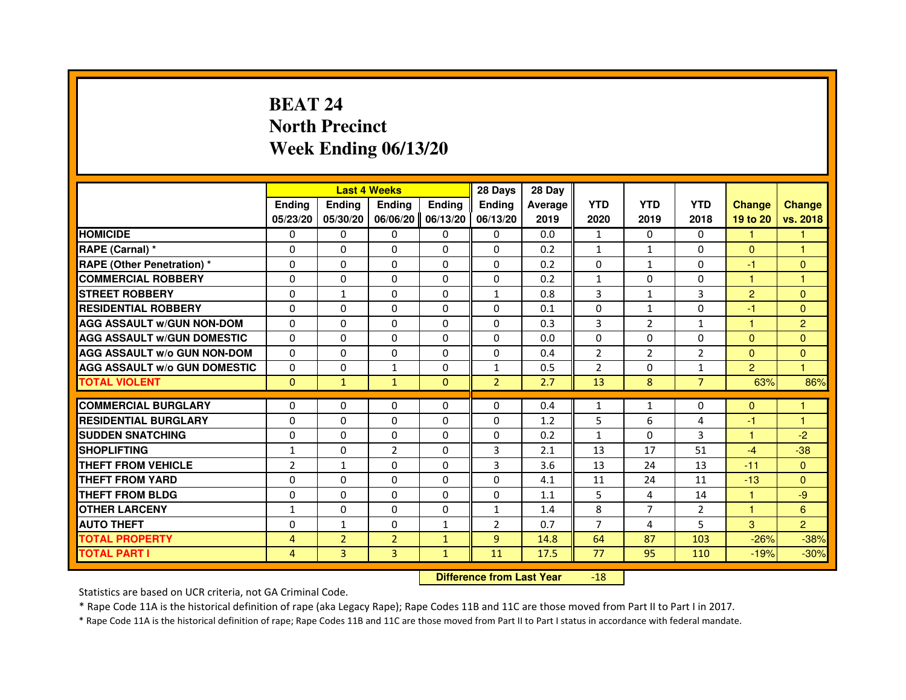# BEAT 24
# North Precinct
# Week Ending 06/13/20

| | Last 4 Weeks | | | | 28 Days | 28 Day | | | | | |
|---|---|---|---|---|---|---|---|---|---|---|---|
| | Ending 05/23/20 | Ending 05/30/20 | Ending 06/06/20 | Ending 06/13/20 | Ending 06/13/20 | Average 2019 | YTD 2020 | YTD 2019 | YTD 2018 | Change 19 to 20 | Change vs. 2018 |
| HOMICIDE | 0 | 0 | 0 | 0 | 0 | 0.0 | 1 | 0 | 0 | 1 | 1 |
| RAPE (Carnal) * | 0 | 0 | 0 | 0 | 0 | 0.2 | 1 | 1 | 0 | 0 | 1 |
| RAPE (Other Penetration) * | 0 | 0 | 0 | 0 | 0 | 0.2 | 0 | 1 | 0 | -1 | 0 |
| COMMERCIAL ROBBERY | 0 | 0 | 0 | 0 | 0 | 0.2 | 1 | 0 | 0 | 1 | 1 |
| STREET ROBBERY | 0 | 1 | 0 | 0 | 1 | 0.8 | 3 | 1 | 3 | 2 | 0 |
| RESIDENTIAL ROBBERY | 0 | 0 | 0 | 0 | 0 | 0.1 | 0 | 1 | 0 | -1 | 0 |
| AGG ASSAULT w/GUN NON-DOM | 0 | 0 | 0 | 0 | 0 | 0.3 | 3 | 2 | 1 | 1 | 2 |
| AGG ASSAULT w/GUN DOMESTIC | 0 | 0 | 0 | 0 | 0 | 0.0 | 0 | 0 | 0 | 0 | 0 |
| AGG ASSAULT w/o GUN NON-DOM | 0 | 0 | 0 | 0 | 0 | 0.4 | 2 | 2 | 2 | 0 | 0 |
| AGG ASSAULT w/o GUN DOMESTIC | 0 | 0 | 1 | 0 | 1 | 0.5 | 2 | 0 | 1 | 2 | 1 |
| TOTAL VIOLENT | 0 | 1 | 1 | 0 | 2 | 2.7 | 13 | 8 | 7 | 63% | 86% |
| COMMERCIAL BURGLARY | 0 | 0 | 0 | 0 | 0 | 0.4 | 1 | 1 | 0 | 0 | 1 |
| RESIDENTIAL BURGLARY | 0 | 0 | 0 | 0 | 0 | 1.2 | 5 | 6 | 4 | -1 | 1 |
| SUDDEN SNATCHING | 0 | 0 | 0 | 0 | 0 | 0.2 | 1 | 0 | 3 | 1 | -2 |
| SHOPLIFTING | 1 | 0 | 2 | 0 | 3 | 2.1 | 13 | 17 | 51 | -4 | -38 |
| THEFT FROM VEHICLE | 2 | 1 | 0 | 0 | 3 | 3.6 | 13 | 24 | 13 | -11 | 0 |
| THEFT FROM YARD | 0 | 0 | 0 | 0 | 0 | 4.1 | 11 | 24 | 11 | -13 | 0 |
| THEFT FROM BLDG | 0 | 0 | 0 | 0 | 0 | 1.1 | 5 | 4 | 14 | 1 | -9 |
| OTHER LARCENY | 1 | 0 | 0 | 0 | 1 | 1.4 | 8 | 7 | 2 | 1 | 6 |
| AUTO THEFT | 0 | 1 | 0 | 1 | 2 | 0.7 | 7 | 4 | 5 | 3 | 2 |
| TOTAL PROPERTY | 4 | 2 | 2 | 1 | 9 | 14.8 | 64 | 87 | 103 | -26% | -38% |
| TOTAL PART I | 4 | 3 | 3 | 1 | 11 | 17.5 | 77 | 95 | 110 | -19% | -30% |

**Difference from Last Year** -18

Statistics are based on UCR criteria, not GA Criminal Code.

* Rape Code 11A is the historical definition of rape (aka Legacy Rape); Rape Codes 11B and 11C are those moved from Part II to Part I in 2017.

* Rape Code 11A is the historical definition of rape; Rape Codes 11B and 11C are those moved from Part II to Part I status in accordance with federal mandate.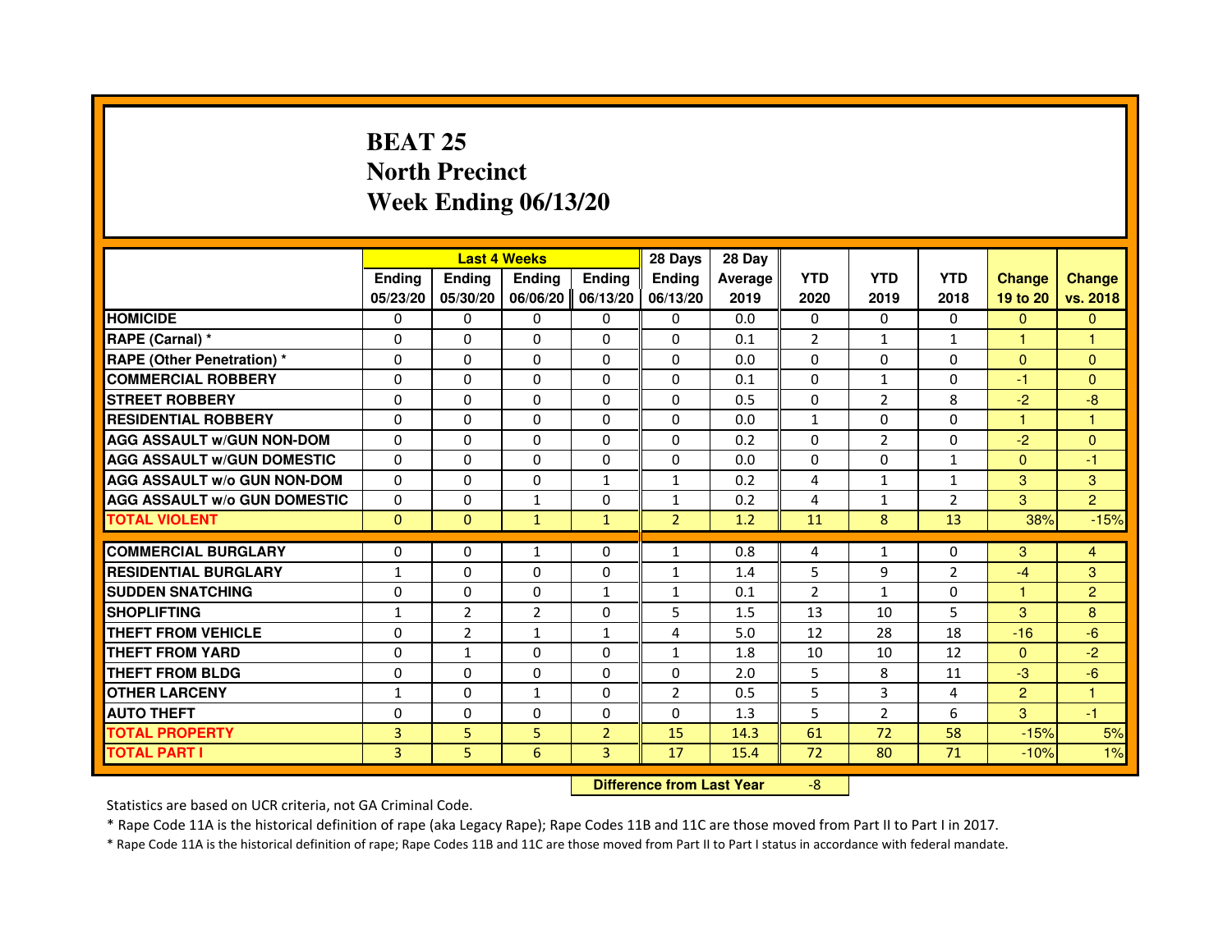# BEAT 25
## North Precinct
## Week Ending 06/13/20

| | Last 4 Weeks | | | | 28 Days | 28 Day | | | | | |
|---|---|---|---|---|---|---|---|---|---|---|---|
| | Ending 05/23/20 | Ending 05/30/20 | Ending 06/06/20 | Ending 06/13/20 | Ending 06/13/20 | Average 2019 | YTD 2020 | YTD 2019 | YTD 2018 | Change 19 to 20 | Change vs. 2018 |
| **HOMICIDE** | 0 | 0 | 0 | 0 | 0 | 0.0 | 0 | 0 | 0 | 0 | 0 |
| **RAPE (Carnal) *** | 0 | 0 | 0 | 0 | 0 | 0.1 | 2 | 1 | 1 | 1 | 1 |
| **RAPE (Other Penetration) *** | 0 | 0 | 0 | 0 | 0 | 0.0 | 0 | 0 | 0 | 0 | 0 |
| **COMMERCIAL ROBBERY** | 0 | 0 | 0 | 0 | 0 | 0.1 | 0 | 1 | 0 | -1 | 0 |
| **STREET ROBBERY** | 0 | 0 | 0 | 0 | 0 | 0.5 | 0 | 2 | 8 | -2 | -8 |
| **RESIDENTIAL ROBBERY** | 0 | 0 | 0 | 0 | 0 | 0.0 | 1 | 0 | 0 | 1 | 1 |
| **AGG ASSAULT w/GUN NON-DOM** | 0 | 0 | 0 | 0 | 0 | 0.2 | 0 | 2 | 0 | -2 | 0 |
| **AGG ASSAULT w/GUN DOMESTIC** | 0 | 0 | 0 | 0 | 0 | 0.0 | 0 | 0 | 1 | 0 | -1 |
| **AGG ASSAULT w/o GUN NON-DOM** | 0 | 0 | 0 | 1 | 1 | 0.2 | 4 | 1 | 1 | 3 | 3 |
| **AGG ASSAULT w/o GUN DOMESTIC** | 0 | 0 | 1 | 0 | 1 | 0.2 | 4 | 1 | 2 | 3 | 2 |
| **TOTAL VIOLENT** | 0 | 0 | 1 | 1 | 2 | 1.2 | 11 | 8 | 13 | 38% | -15% |
| **COMMERCIAL BURGLARY** | 0 | 0 | 1 | 0 | 1 | 0.8 | 4 | 1 | 0 | 3 | 4 |
| **RESIDENTIAL BURGLARY** | 1 | 0 | 0 | 0 | 1 | 1.4 | 5 | 9 | 2 | -4 | 3 |
| **SUDDEN SNATCHING** | 0 | 0 | 0 | 1 | 1 | 0.1 | 2 | 1 | 0 | 1 | 2 |
| **SHOPLIFTING** | 1 | 2 | 2 | 0 | 5 | 1.5 | 13 | 10 | 5 | 3 | 8 |
| **THEFT FROM VEHICLE** | 0 | 2 | 1 | 1 | 4 | 5.0 | 12 | 28 | 18 | -16 | -6 |
| **THEFT FROM YARD** | 0 | 1 | 0 | 0 | 1 | 1.8 | 10 | 10 | 12 | 0 | -2 |
| **THEFT FROM BLDG** | 0 | 0 | 0 | 0 | 0 | 2.0 | 5 | 8 | 11 | -3 | -6 |
| **OTHER LARCENY** | 1 | 0 | 1 | 0 | 2 | 0.5 | 5 | 3 | 4 | 2 | 1 |
| **AUTO THEFT** | 0 | 0 | 0 | 0 | 0 | 1.3 | 5 | 2 | 6 | 3 | -1 |
| **TOTAL PROPERTY** | 3 | 5 | 5 | 2 | 15 | 14.3 | 61 | 72 | 58 | -15% | 5% |
| **TOTAL PART I** | 3 | 5 | 6 | 3 | 17 | 15.4 | 72 | 80 | 71 | -10% | 1% |

**Difference from Last Year** -8

Statistics are based on UCR criteria, not GA Criminal Code.

* Rape Code 11A is the historical definition of rape (aka Legacy Rape); Rape Codes 11B and 11C are those moved from Part II to Part I in 2017.

* Rape Code 11A is the historical definition of rape; Rape Codes 11B and 11C are those moved from Part II to Part I status in accordance with federal mandate.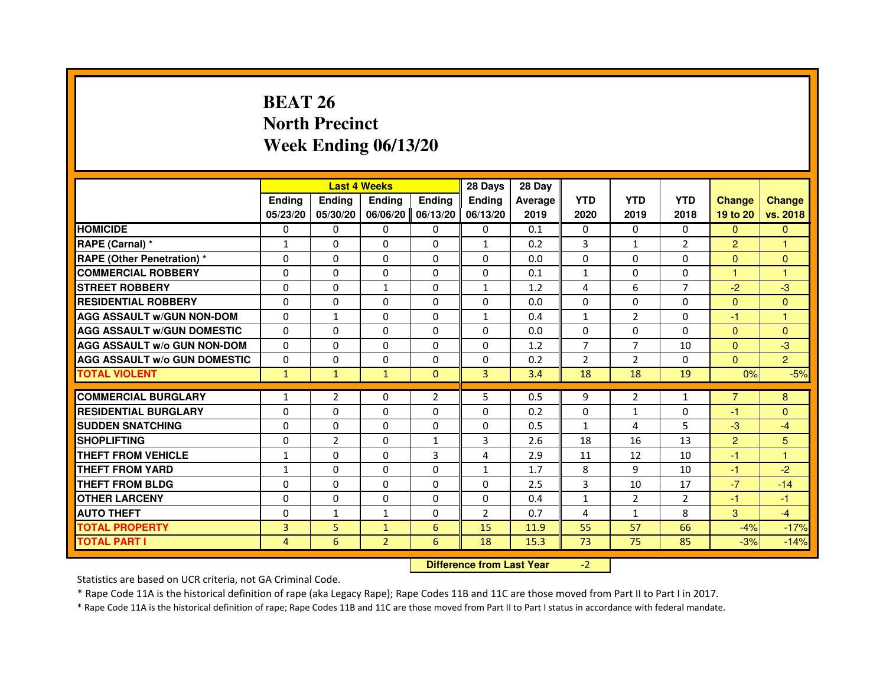# BEAT 26
## North Precinct
## Week Ending 06/13/20

| | Last 4 Weeks | | | | 28 Days | 28 Day | | | | | |
|---|---|---|---|---|---|---|---|---|---|---|---|
| | Ending 05/23/20 | Ending 05/30/20 | Ending 06/06/20 | Ending 06/13/20 | Ending 06/13/20 | Average 2019 | YTD 2020 | YTD 2019 | YTD 2018 | Change 19 to 20 | Change vs. 2018 |
| HOMICIDE | 0 | 0 | 0 | 0 | 0 | 0.1 | 0 | 0 | 0 | 0 | 0 |
| RAPE (Carnal) * | 1 | 0 | 0 | 0 | 1 | 0.2 | 3 | 1 | 2 | 2 | 1 |
| RAPE (Other Penetration) * | 0 | 0 | 0 | 0 | 0 | 0.0 | 0 | 0 | 0 | 0 | 0 |
| COMMERCIAL ROBBERY | 0 | 0 | 0 | 0 | 0 | 0.1 | 1 | 0 | 0 | 1 | 1 |
| STREET ROBBERY | 0 | 0 | 1 | 0 | 1 | 1.2 | 4 | 6 | 7 | -2 | -3 |
| RESIDENTIAL ROBBERY | 0 | 0 | 0 | 0 | 0 | 0.0 | 0 | 0 | 0 | 0 | 0 |
| AGG ASSAULT w/GUN NON-DOM | 0 | 1 | 0 | 0 | 1 | 0.4 | 1 | 2 | 0 | -1 | 1 |
| AGG ASSAULT w/GUN DOMESTIC | 0 | 0 | 0 | 0 | 0 | 0.0 | 0 | 0 | 0 | 0 | 0 |
| AGG ASSAULT w/o GUN NON-DOM | 0 | 0 | 0 | 0 | 0 | 1.2 | 7 | 7 | 10 | 0 | -3 |
| AGG ASSAULT w/o GUN DOMESTIC | 0 | 0 | 0 | 0 | 0 | 0.2 | 2 | 2 | 0 | 0 | 2 |
| TOTAL VIOLENT | 1 | 1 | 1 | 0 | 3 | 3.4 | 18 | 18 | 19 | 0% | -5% |
| COMMERCIAL BURGLARY | 1 | 2 | 0 | 2 | 5 | 0.5 | 9 | 2 | 1 | 7 | 8 |
| RESIDENTIAL BURGLARY | 0 | 0 | 0 | 0 | 0 | 0.2 | 0 | 1 | 0 | -1 | 0 |
| SUDDEN SNATCHING | 0 | 0 | 0 | 0 | 0 | 0.5 | 1 | 4 | 5 | -3 | -4 |
| SHOPLIFTING | 0 | 2 | 0 | 1 | 3 | 2.6 | 18 | 16 | 13 | 2 | 5 |
| THEFT FROM VEHICLE | 1 | 0 | 0 | 3 | 4 | 2.9 | 11 | 12 | 10 | -1 | 1 |
| THEFT FROM YARD | 1 | 0 | 0 | 0 | 1 | 1.7 | 8 | 9 | 10 | -1 | -2 |
| THEFT FROM BLDG | 0 | 0 | 0 | 0 | 0 | 2.5 | 3 | 10 | 17 | -7 | -14 |
| OTHER LARCENY | 0 | 0 | 0 | 0 | 0 | 0.4 | 1 | 2 | 2 | -1 | -1 |
| AUTO THEFT | 0 | 1 | 1 | 0 | 2 | 0.7 | 4 | 1 | 8 | 3 | -4 |
| TOTAL PROPERTY | 3 | 5 | 1 | 6 | 15 | 11.9 | 55 | 57 | 66 | -4% | -17% |
| TOTAL PART I | 4 | 6 | 2 | 6 | 18 | 15.3 | 73 | 75 | 85 | -3% | -14% |

**Difference from Last Year** -2

Statistics are based on UCR criteria, not GA Criminal Code.

* Rape Code 11A is the historical definition of rape (aka Legacy Rape); Rape Codes 11B and 11C are those moved from Part II to Part I in 2017.

* Rape Code 11A is the historical definition of rape; Rape Codes 11B and 11C are those moved from Part II to Part I status in accordance with federal mandate.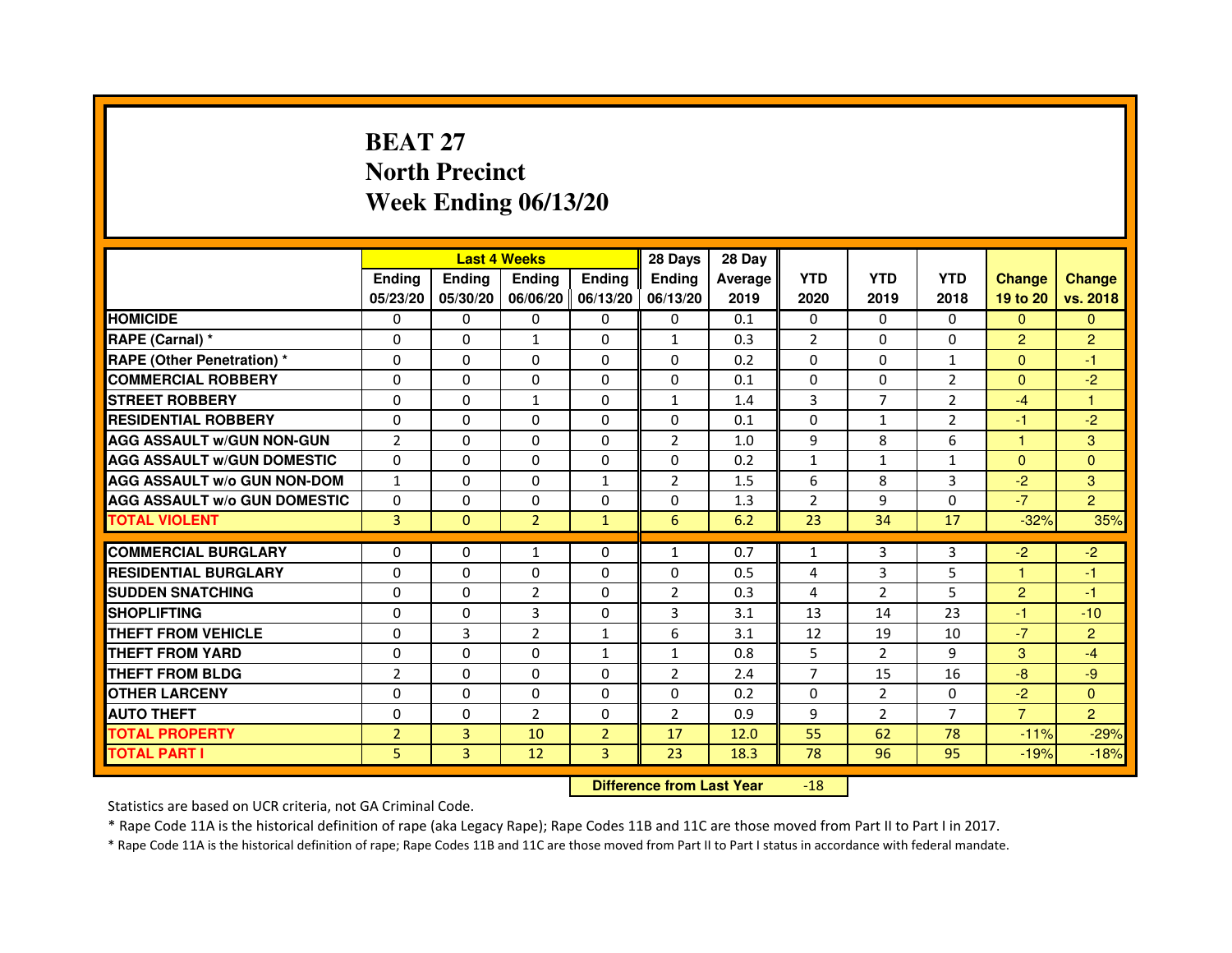# BEAT 27
## North Precinct
## Week Ending 06/13/20

| | Last 4 Weeks | | | | 28 Days | 28 Day | | | | | |
|---|---|---|---|---|---|---|---|---|---|---|---|
| | Ending 05/23/20 | Ending 05/30/20 | Ending 06/06/20 | Ending 06/13/20 | Ending 06/13/20 | Average 2019 | YTD 2020 | YTD 2019 | YTD 2018 | Change 19 to 20 | Change vs. 2018 |
| HOMICIDE | 0 | 0 | 0 | 0 | 0 | 0.1 | 0 | 0 | 0 | 0 | 0 |
| RAPE (Carnal) * | 0 | 0 | 1 | 0 | 1 | 0.3 | 2 | 0 | 0 | 2 | 2 |
| RAPE (Other Penetration) * | 0 | 0 | 0 | 0 | 0 | 0.2 | 0 | 0 | 1 | 0 | -1 |
| COMMERCIAL ROBBERY | 0 | 0 | 0 | 0 | 0 | 0.1 | 0 | 0 | 2 | 0 | -2 |
| STREET ROBBERY | 0 | 0 | 1 | 0 | 1 | 1.4 | 3 | 7 | 2 | -4 | 1 |
| RESIDENTIAL ROBBERY | 0 | 0 | 0 | 0 | 0 | 0.1 | 0 | 1 | 2 | -1 | -2 |
| AGG ASSAULT w/GUN NON-GUN | 2 | 0 | 0 | 0 | 2 | 1.0 | 9 | 8 | 6 | 1 | 3 |
| AGG ASSAULT w/GUN DOMESTIC | 0 | 0 | 0 | 0 | 0 | 0.2 | 1 | 1 | 1 | 0 | 0 |
| AGG ASSAULT w/o GUN NON-DOM | 1 | 0 | 0 | 1 | 2 | 1.5 | 6 | 8 | 3 | -2 | 3 |
| AGG ASSAULT w/o GUN DOMESTIC | 0 | 0 | 0 | 0 | 0 | 1.3 | 2 | 9 | 0 | -7 | 2 |
| TOTAL VIOLENT | 3 | 0 | 2 | 1 | 6 | 6.2 | 23 | 34 | 17 | -32% | 35% |
| COMMERCIAL BURGLARY | 0 | 0 | 1 | 0 | 1 | 0.7 | 1 | 3 | 3 | -2 | -2 |
| RESIDENTIAL BURGLARY | 0 | 0 | 0 | 0 | 0 | 0.5 | 4 | 3 | 5 | 1 | -1 |
| SUDDEN SNATCHING | 0 | 0 | 2 | 0 | 2 | 0.3 | 4 | 2 | 5 | 2 | -1 |
| SHOPLIFTING | 0 | 0 | 3 | 0 | 3 | 3.1 | 13 | 14 | 23 | -1 | -10 |
| THEFT FROM VEHICLE | 0 | 3 | 2 | 1 | 6 | 3.1 | 12 | 19 | 10 | -7 | 2 |
| THEFT FROM YARD | 0 | 0 | 0 | 1 | 1 | 0.8 | 5 | 2 | 9 | 3 | -4 |
| THEFT FROM BLDG | 2 | 0 | 0 | 0 | 2 | 2.4 | 7 | 15 | 16 | -8 | -9 |
| OTHER LARCENY | 0 | 0 | 0 | 0 | 0 | 0.2 | 0 | 2 | 0 | -2 | 0 |
| AUTO THEFT | 0 | 0 | 2 | 0 | 2 | 0.9 | 9 | 2 | 7 | 7 | 2 |
| TOTAL PROPERTY | 2 | 3 | 10 | 2 | 17 | 12.0 | 55 | 62 | 78 | -11% | -29% |
| TOTAL PART I | 5 | 3 | 12 | 3 | 23 | 18.3 | 78 | 96 | 95 | -19% | -18% |

**Difference from Last Year** -18

Statistics are based on UCR criteria, not GA Criminal Code.

* Rape Code 11A is the historical definition of rape (aka Legacy Rape); Rape Codes 11B and 11C are those moved from Part II to Part I in 2017.

* Rape Code 11A is the historical definition of rape; Rape Codes 11B and 11C are those moved from Part II to Part I status in accordance with federal mandate.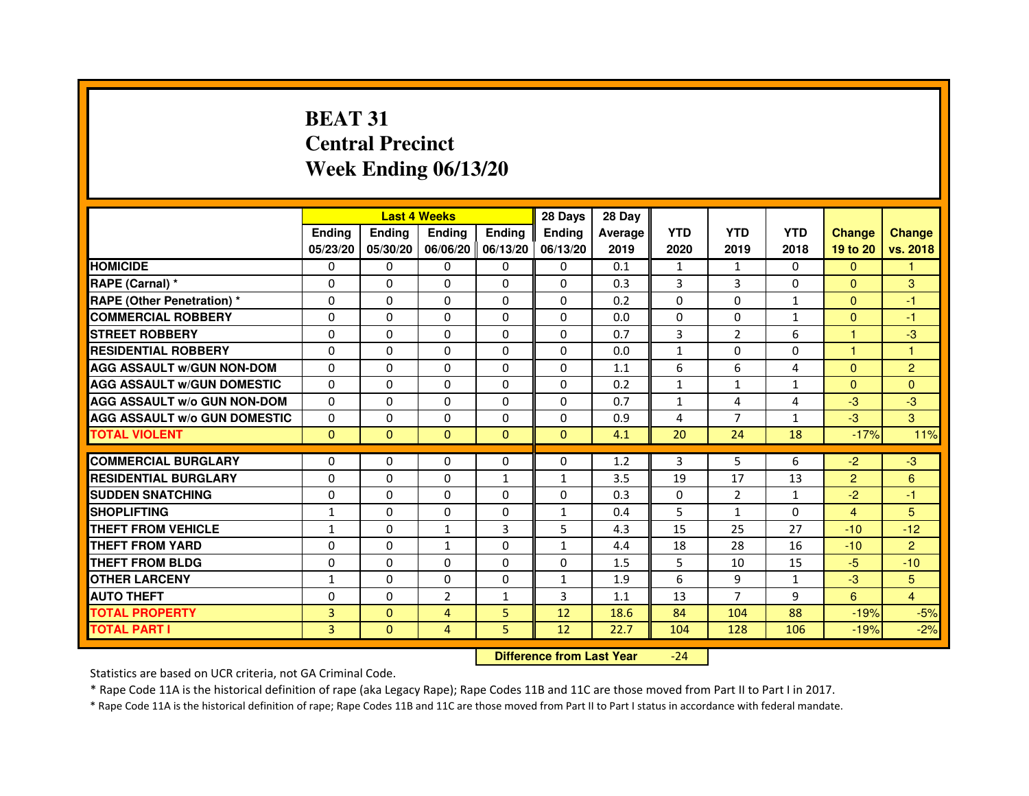# BEAT 31
# Central Precinct
# Week Ending 06/13/20

| | Last 4 Weeks | | | | 28 Days | 28 Day | | | | | |
|---|---|---|---|---|---|---|---|---|---|---|---|
| | Ending 05/23/20 | Ending 05/30/20 | Ending 06/06/20 | Ending 06/13/20 | Ending 06/13/20 | Average 2019 | YTD 2020 | YTD 2019 | YTD 2018 | Change 19 to 20 | Change vs. 2018 |
| HOMICIDE | 0 | 0 | 0 | 0 | 0 | 0.1 | 1 | 1 | 0 | 0 | 1 |
| RAPE (Carnal) * | 0 | 0 | 0 | 0 | 0 | 0.3 | 3 | 3 | 0 | 0 | 3 |
| RAPE (Other Penetration) * | 0 | 0 | 0 | 0 | 0 | 0.2 | 0 | 0 | 1 | 0 | -1 |
| COMMERCIAL ROBBERY | 0 | 0 | 0 | 0 | 0 | 0.0 | 0 | 0 | 1 | 0 | -1 |
| STREET ROBBERY | 0 | 0 | 0 | 0 | 0 | 0.7 | 3 | 2 | 6 | 1 | -3 |
| RESIDENTIAL ROBBERY | 0 | 0 | 0 | 0 | 0 | 0.0 | 1 | 0 | 0 | 1 | 1 |
| AGG ASSAULT w/GUN NON-DOM | 0 | 0 | 0 | 0 | 0 | 1.1 | 6 | 6 | 4 | 0 | 2 |
| AGG ASSAULT w/GUN DOMESTIC | 0 | 0 | 0 | 0 | 0 | 0.2 | 1 | 1 | 1 | 0 | 0 |
| AGG ASSAULT w/o GUN NON-DOM | 0 | 0 | 0 | 0 | 0 | 0.7 | 1 | 4 | 4 | -3 | -3 |
| AGG ASSAULT w/o GUN DOMESTIC | 0 | 0 | 0 | 0 | 0 | 0.9 | 4 | 7 | 1 | -3 | 3 |
| TOTAL VIOLENT | 0 | 0 | 0 | 0 | 0 | 4.1 | 20 | 24 | 18 | -17% | 11% |
| COMMERCIAL BURGLARY | 0 | 0 | 0 | 0 | 0 | 1.2 | 3 | 5 | 6 | -2 | -3 |
| RESIDENTIAL BURGLARY | 0 | 0 | 0 | 1 | 1 | 3.5 | 19 | 17 | 13 | 2 | 6 |
| SUDDEN SNATCHING | 0 | 0 | 0 | 0 | 0 | 0.3 | 0 | 2 | 1 | -2 | -1 |
| SHOPLIFTING | 1 | 0 | 0 | 0 | 1 | 0.4 | 5 | 1 | 0 | 4 | 5 |
| THEFT FROM VEHICLE | 1 | 0 | 1 | 3 | 5 | 4.3 | 15 | 25 | 27 | -10 | -12 |
| THEFT FROM YARD | 0 | 0 | 1 | 0 | 1 | 4.4 | 18 | 28 | 16 | -10 | 2 |
| THEFT FROM BLDG | 0 | 0 | 0 | 0 | 0 | 1.5 | 5 | 10 | 15 | -5 | -10 |
| OTHER LARCENY | 1 | 0 | 0 | 0 | 1 | 1.9 | 6 | 9 | 1 | -3 | 5 |
| AUTO THEFT | 0 | 0 | 2 | 1 | 3 | 1.1 | 13 | 7 | 9 | 6 | 4 |
| TOTAL PROPERTY | 3 | 0 | 4 | 5 | 12 | 18.6 | 84 | 104 | 88 | -19% | -5% |
| TOTAL PART I | 3 | 0 | 4 | 5 | 12 | 22.7 | 104 | 128 | 106 | -19% | -2% |

**Difference from Last Year** -24

Statistics are based on UCR criteria, not GA Criminal Code.

* Rape Code 11A is the historical definition of rape (aka Legacy Rape); Rape Codes 11B and 11C are those moved from Part II to Part I in 2017.

* Rape Code 11A is the historical definition of rape; Rape Codes 11B and 11C are those moved from Part II to Part I status in accordance with federal mandate.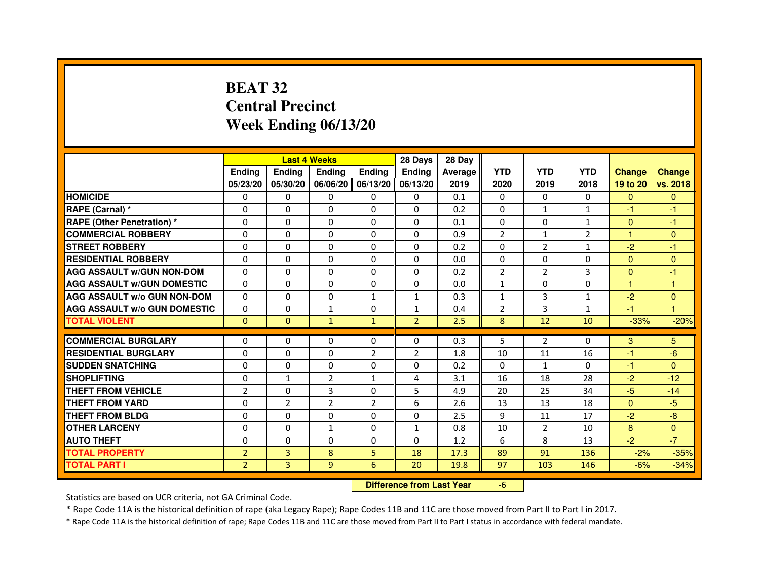# BEAT 32
## Central Precinct
## Week Ending 06/13/20

| | Last 4 Weeks | | | | 28 Days | 28 Day | | | | | |
|---|---|---|---|---|---|---|---|---|---|---|---|
| | Ending 05/23/20 | Ending 05/30/20 | Ending 06/06/20 | Ending 06/13/20 | Ending 06/13/20 | Average 2019 | YTD 2020 | YTD 2019 | YTD 2018 | Change 19 to 20 | Change vs. 2018 |
| HOMICIDE | 0 | 0 | 0 | 0 | 0 | 0.1 | 0 | 0 | 0 | 0 | 0 |
| RAPE (Carnal) * | 0 | 0 | 0 | 0 | 0 | 0.2 | 0 | 1 | 1 | -1 | -1 |
| RAPE (Other Penetration) * | 0 | 0 | 0 | 0 | 0 | 0.1 | 0 | 0 | 1 | 0 | -1 |
| COMMERCIAL ROBBERY | 0 | 0 | 0 | 0 | 0 | 0.9 | 2 | 1 | 2 | 1 | 0 |
| STREET ROBBERY | 0 | 0 | 0 | 0 | 0 | 0.2 | 0 | 2 | 1 | -2 | -1 |
| RESIDENTIAL ROBBERY | 0 | 0 | 0 | 0 | 0 | 0.0 | 0 | 0 | 0 | 0 | 0 |
| AGG ASSAULT w/GUN NON-DOM | 0 | 0 | 0 | 0 | 0 | 0.2 | 2 | 2 | 3 | 0 | -1 |
| AGG ASSAULT w/GUN DOMESTIC | 0 | 0 | 0 | 0 | 0 | 0.0 | 1 | 0 | 0 | 1 | 1 |
| AGG ASSAULT w/o GUN NON-DOM | 0 | 0 | 0 | 1 | 1 | 0.3 | 1 | 3 | 1 | -2 | 0 |
| AGG ASSAULT w/o GUN DOMESTIC | 0 | 0 | 1 | 0 | 1 | 0.4 | 2 | 3 | 1 | -1 | 1 |
| TOTAL VIOLENT | 0 | 0 | 1 | 1 | 2 | 2.5 | 8 | 12 | 10 | -33% | -20% |
| COMMERCIAL BURGLARY | 0 | 0 | 0 | 0 | 0 | 0.3 | 5 | 2 | 0 | 3 | 5 |
| RESIDENTIAL BURGLARY | 0 | 0 | 0 | 2 | 2 | 1.8 | 10 | 11 | 16 | -1 | -6 |
| SUDDEN SNATCHING | 0 | 0 | 0 | 0 | 0 | 0.2 | 0 | 1 | 0 | -1 | 0 |
| SHOPLIFTING | 0 | 1 | 2 | 1 | 4 | 3.1 | 16 | 18 | 28 | -2 | -12 |
| THEFT FROM VEHICLE | 2 | 0 | 3 | 0 | 5 | 4.9 | 20 | 25 | 34 | -5 | -14 |
| THEFT FROM YARD | 0 | 2 | 2 | 2 | 6 | 2.6 | 13 | 13 | 18 | 0 | -5 |
| THEFT FROM BLDG | 0 | 0 | 0 | 0 | 0 | 2.5 | 9 | 11 | 17 | -2 | -8 |
| OTHER LARCENY | 0 | 0 | 1 | 0 | 1 | 0.8 | 10 | 2 | 10 | 8 | 0 |
| AUTO THEFT | 0 | 0 | 0 | 0 | 0 | 1.2 | 6 | 8 | 13 | -2 | -7 |
| TOTAL PROPERTY | 2 | 3 | 8 | 5 | 18 | 17.3 | 89 | 91 | 136 | -2% | -35% |
| TOTAL PART I | 2 | 3 | 9 | 6 | 20 | 19.8 | 97 | 103 | 146 | -6% | -34% |

**Difference from Last Year** -6

Statistics are based on UCR criteria, not GA Criminal Code.

* Rape Code 11A is the historical definition of rape (aka Legacy Rape); Rape Codes 11B and 11C are those moved from Part II to Part I in 2017.

* Rape Code 11A is the historical definition of rape; Rape Codes 11B and 11C are those moved from Part II to Part I status in accordance with federal mandate.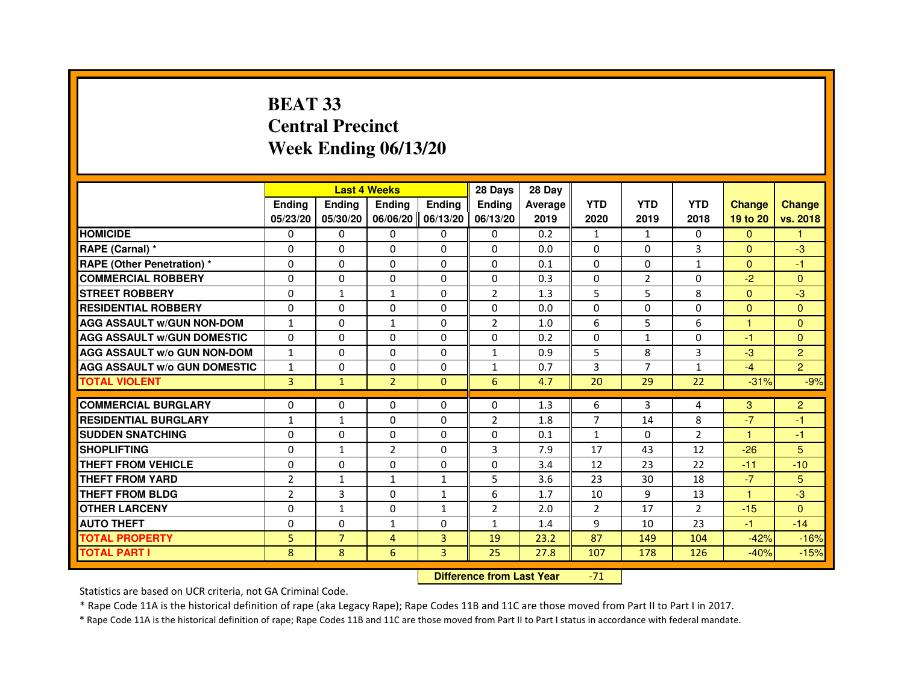# BEAT 33
## Central Precinct
## Week Ending 06/13/20

| | Last 4 Weeks | | | | 28 Days | 28 Day | | | | | |
|---|---|---|---|---|---|---|---|---|---|---|---|
| | Ending 05/23/20 | Ending 05/30/20 | Ending 06/06/20 | Ending 06/13/20 | Ending 06/13/20 | Average 2019 | YTD 2020 | YTD 2019 | YTD 2018 | Change 19 to 20 | Change vs. 2018 |
| HOMICIDE | 0 | 0 | 0 | 0 | 0 | 0.2 | 1 | 1 | 0 | 0 | 1 |
| RAPE (Carnal) * | 0 | 0 | 0 | 0 | 0 | 0.0 | 0 | 0 | 3 | 0 | -3 |
| RAPE (Other Penetration) * | 0 | 0 | 0 | 0 | 0 | 0.1 | 0 | 0 | 1 | 0 | -1 |
| COMMERCIAL ROBBERY | 0 | 0 | 0 | 0 | 0 | 0.3 | 0 | 2 | 0 | -2 | 0 |
| STREET ROBBERY | 0 | 1 | 1 | 0 | 2 | 1.3 | 5 | 5 | 8 | 0 | -3 |
| RESIDENTIAL ROBBERY | 0 | 0 | 0 | 0 | 0 | 0.0 | 0 | 0 | 0 | 0 | 0 |
| AGG ASSAULT w/GUN NON-DOM | 1 | 0 | 1 | 0 | 2 | 1.0 | 6 | 5 | 6 | 1 | 0 |
| AGG ASSAULT w/GUN DOMESTIC | 0 | 0 | 0 | 0 | 0 | 0.2 | 0 | 1 | 0 | -1 | 0 |
| AGG ASSAULT w/o GUN NON-DOM | 1 | 0 | 0 | 0 | 1 | 0.9 | 5 | 8 | 3 | -3 | 2 |
| AGG ASSAULT w/o GUN DOMESTIC | 1 | 0 | 0 | 0 | 1 | 0.7 | 3 | 7 | 1 | -4 | 2 |
| TOTAL VIOLENT | 3 | 1 | 2 | 0 | 6 | 4.7 | 20 | 29 | 22 | -31% | -9% |
| COMMERCIAL BURGLARY | 0 | 0 | 0 | 0 | 0 | 1.3 | 6 | 3 | 4 | 3 | 2 |
| RESIDENTIAL BURGLARY | 1 | 1 | 0 | 0 | 2 | 1.8 | 7 | 14 | 8 | -7 | -1 |
| SUDDEN SNATCHING | 0 | 0 | 0 | 0 | 0 | 0.1 | 1 | 0 | 2 | 1 | -1 |
| SHOPLIFTING | 0 | 1 | 2 | 0 | 3 | 7.9 | 17 | 43 | 12 | -26 | 5 |
| THEFT FROM VEHICLE | 0 | 0 | 0 | 0 | 0 | 3.4 | 12 | 23 | 22 | -11 | -10 |
| THEFT FROM YARD | 2 | 1 | 1 | 1 | 5 | 3.6 | 23 | 30 | 18 | -7 | 5 |
| THEFT FROM BLDG | 2 | 3 | 0 | 1 | 6 | 1.7 | 10 | 9 | 13 | 1 | -3 |
| OTHER LARCENY | 0 | 1 | 0 | 1 | 2 | 2.0 | 2 | 17 | 2 | -15 | 0 |
| AUTO THEFT | 0 | 0 | 1 | 0 | 1 | 1.4 | 9 | 10 | 23 | -1 | -14 |
| TOTAL PROPERTY | 5 | 7 | 4 | 3 | 19 | 23.2 | 87 | 149 | 104 | -42% | -16% |
| TOTAL PART I | 8 | 8 | 6 | 3 | 25 | 27.8 | 107 | 178 | 126 | -40% | -15% |

**Difference from Last Year** -71

Statistics are based on UCR criteria, not GA Criminal Code.

* Rape Code 11A is the historical definition of rape (aka Legacy Rape); Rape Codes 11B and 11C are those moved from Part II to Part I in 2017.

* Rape Code 11A is the historical definition of rape; Rape Codes 11B and 11C are those moved from Part II to Part I status in accordance with federal mandate.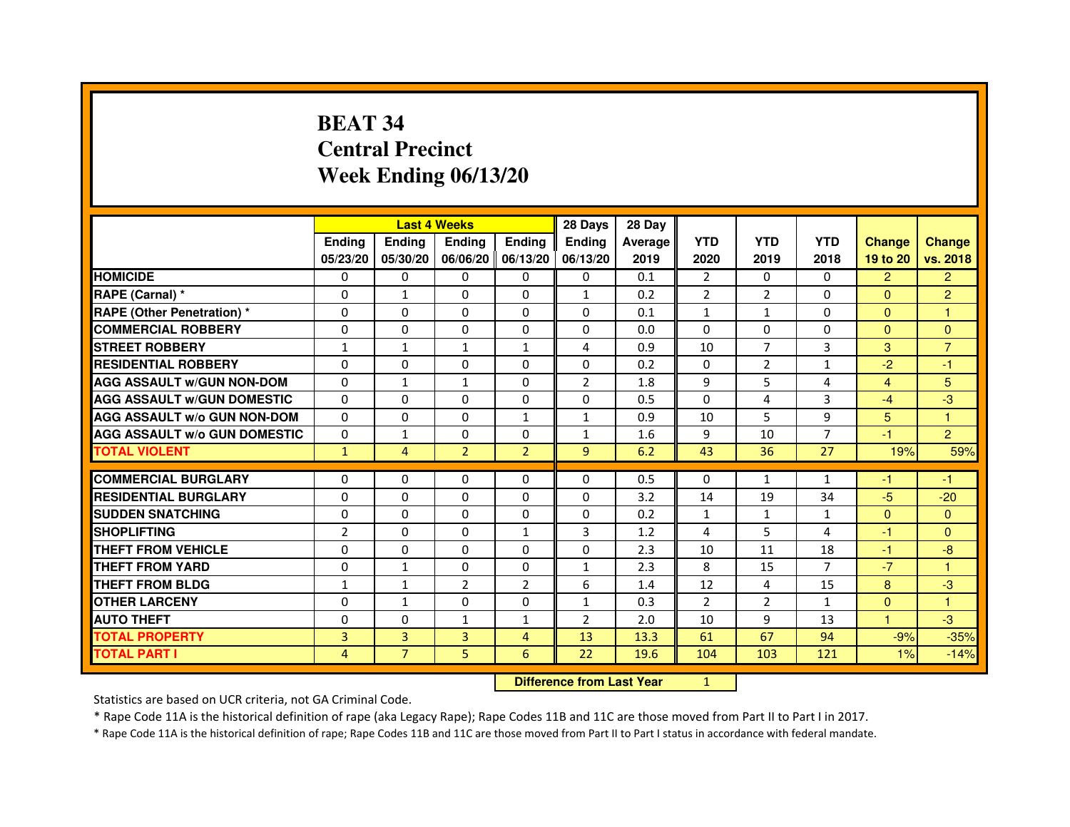# BEAT 34
# Central Precinct
# Week Ending 06/13/20

| | Last 4 Weeks | | | | 28 Days | 28 Day | | | | | |
|---|---|---|---|---|---|---|---|---|---|---|---|
| | Ending 05/23/20 | Ending 05/30/20 | Ending 06/06/20 | Ending 06/13/20 | Ending 06/13/20 | Average 2019 | YTD 2020 | YTD 2019 | YTD 2018 | Change 19 to 20 | Change vs. 2018 |
| **HOMICIDE** | 0 | 0 | 0 | 0 | 0 | 0.1 | 2 | 0 | 0 | 2 | 2 |
| **RAPE (Carnal) *** | 0 | 1 | 0 | 0 | 1 | 0.2 | 2 | 2 | 0 | 0 | 2 |
| **RAPE (Other Penetration) *** | 0 | 0 | 0 | 0 | 0 | 0.1 | 1 | 1 | 0 | 0 | 1 |
| **COMMERCIAL ROBBERY** | 0 | 0 | 0 | 0 | 0 | 0.0 | 0 | 0 | 0 | 0 | 0 |
| **STREET ROBBERY** | 1 | 1 | 1 | 1 | 4 | 0.9 | 10 | 7 | 3 | 3 | 7 |
| **RESIDENTIAL ROBBERY** | 0 | 0 | 0 | 0 | 0 | 0.2 | 0 | 2 | 1 | -2 | -1 |
| **AGG ASSAULT w/GUN NON-DOM** | 0 | 1 | 1 | 0 | 2 | 1.8 | 9 | 5 | 4 | 4 | 5 |
| **AGG ASSAULT w/GUN DOMESTIC** | 0 | 0 | 0 | 0 | 0 | 0.5 | 0 | 4 | 3 | -4 | -3 |
| **AGG ASSAULT w/o GUN NON-DOM** | 0 | 0 | 0 | 1 | 1 | 0.9 | 10 | 5 | 9 | 5 | 1 |
| **AGG ASSAULT w/o GUN DOMESTIC** | 0 | 1 | 0 | 0 | 1 | 1.6 | 9 | 10 | 7 | -1 | 2 |
| **TOTAL VIOLENT** | 1 | 4 | 2 | 2 | 9 | 6.2 | 43 | 36 | 27 | 19% | 59% |
| **COMMERCIAL BURGLARY** | 0 | 0 | 0 | 0 | 0 | 0.5 | 0 | 1 | 1 | -1 | -1 |
| **RESIDENTIAL BURGLARY** | 0 | 0 | 0 | 0 | 0 | 3.2 | 14 | 19 | 34 | -5 | -20 |
| **SUDDEN SNATCHING** | 0 | 0 | 0 | 0 | 0 | 0.2 | 1 | 1 | 1 | 0 | 0 |
| **SHOPLIFTING** | 2 | 0 | 0 | 1 | 3 | 1.2 | 4 | 5 | 4 | -1 | 0 |
| **THEFT FROM VEHICLE** | 0 | 0 | 0 | 0 | 0 | 2.3 | 10 | 11 | 18 | -1 | -8 |
| **THEFT FROM YARD** | 0 | 1 | 0 | 0 | 1 | 2.3 | 8 | 15 | 7 | -7 | 1 |
| **THEFT FROM BLDG** | 1 | 1 | 2 | 2 | 6 | 1.4 | 12 | 4 | 15 | 8 | -3 |
| **OTHER LARCENY** | 0 | 1 | 0 | 0 | 1 | 0.3 | 2 | 2 | 1 | 0 | 1 |
| **AUTO THEFT** | 0 | 0 | 1 | 1 | 2 | 2.0 | 10 | 9 | 13 | 1 | -3 |
| **TOTAL PROPERTY** | 3 | 3 | 3 | 4 | 13 | 13.3 | 61 | 67 | 94 | -9% | -35% |
| **TOTAL PART I** | 4 | 7 | 5 | 6 | 22 | 19.6 | 104 | 103 | 121 | 1% | -14% |

**Difference from Last Year** 1

Statistics are based on UCR criteria, not GA Criminal Code.

* Rape Code 11A is the historical definition of rape (aka Legacy Rape); Rape Codes 11B and 11C are those moved from Part II to Part I in 2017.

* Rape Code 11A is the historical definition of rape; Rape Codes 11B and 11C are those moved from Part II to Part I status in accordance with federal mandate.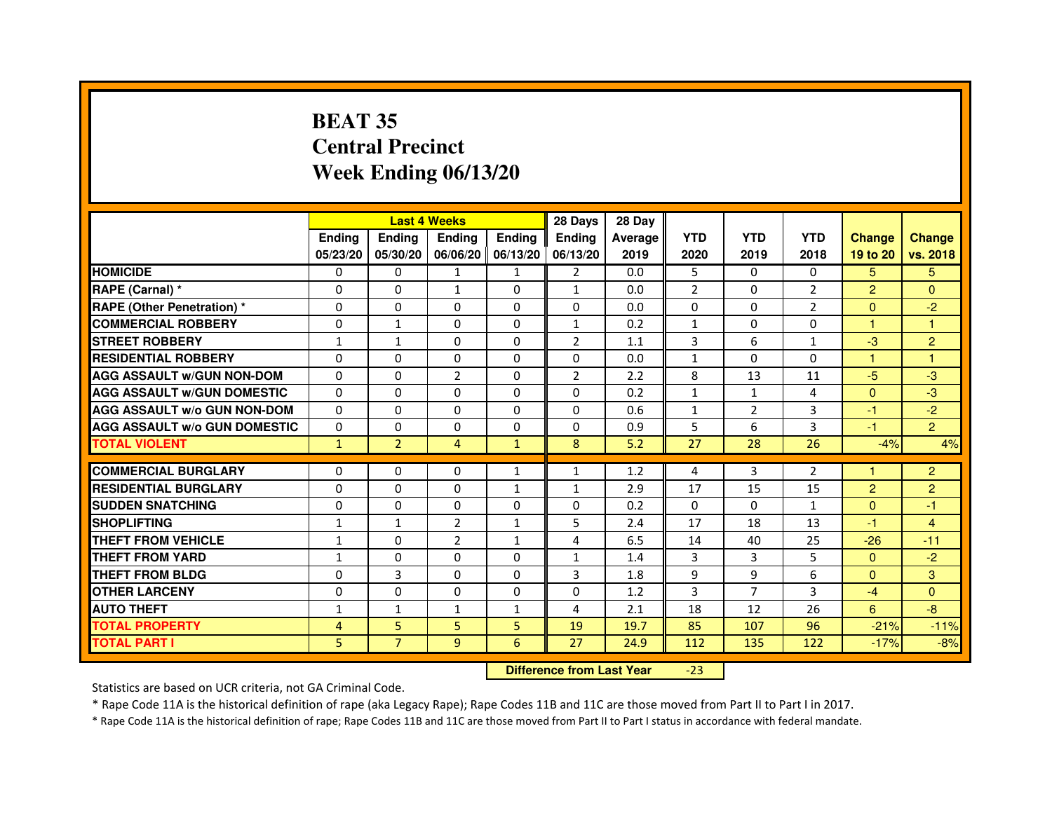# BEAT 35
## Central Precinct
## Week Ending 06/13/20

| | Last 4 Weeks | | | | 28 Days | 28 Day | | | | | |
|---|---|---|---|---|---|---|---|---|---|---|---|
| | Ending 05/23/20 | Ending 05/30/20 | Ending 06/06/20 | Ending 06/13/20 | Ending 06/13/20 | Average 2019 | YTD 2020 | YTD 2019 | YTD 2018 | Change 19 to 20 | Change vs. 2018 |
| HOMICIDE | 0 | 0 | 1 | 1 | 2 | 0.0 | 5 | 0 | 0 | 5 | 5 |
| RAPE (Carnal) * | 0 | 0 | 1 | 0 | 1 | 0.0 | 2 | 0 | 2 | 2 | 0 |
| RAPE (Other Penetration) * | 0 | 0 | 0 | 0 | 0 | 0.0 | 0 | 0 | 2 | 0 | -2 |
| COMMERCIAL ROBBERY | 0 | 1 | 0 | 0 | 1 | 0.2 | 1 | 0 | 0 | 1 | 1 |
| STREET ROBBERY | 1 | 1 | 0 | 0 | 2 | 1.1 | 3 | 6 | 1 | -3 | 2 |
| RESIDENTIAL ROBBERY | 0 | 0 | 0 | 0 | 0 | 0.0 | 1 | 0 | 0 | 1 | 1 |
| AGG ASSAULT w/GUN NON-DOM | 0 | 0 | 2 | 0 | 2 | 2.2 | 8 | 13 | 11 | -5 | -3 |
| AGG ASSAULT w/GUN DOMESTIC | 0 | 0 | 0 | 0 | 0 | 0.2 | 1 | 1 | 4 | 0 | -3 |
| AGG ASSAULT w/o GUN NON-DOM | 0 | 0 | 0 | 0 | 0 | 0.6 | 1 | 2 | 3 | -1 | -2 |
| AGG ASSAULT w/o GUN DOMESTIC | 0 | 0 | 0 | 0 | 0 | 0.9 | 5 | 6 | 3 | -1 | 2 |
| TOTAL VIOLENT | 1 | 2 | 4 | 1 | 8 | 5.2 | 27 | 28 | 26 | -4% | 4% |
| COMMERCIAL BURGLARY | 0 | 0 | 0 | 1 | 1 | 1.2 | 4 | 3 | 2 | 1 | 2 |
| RESIDENTIAL BURGLARY | 0 | 0 | 0 | 1 | 1 | 2.9 | 17 | 15 | 15 | 2 | 2 |
| SUDDEN SNATCHING | 0 | 0 | 0 | 0 | 0 | 0.2 | 0 | 0 | 1 | 0 | -1 |
| SHOPLIFTING | 1 | 1 | 2 | 1 | 5 | 2.4 | 17 | 18 | 13 | -1 | 4 |
| THEFT FROM VEHICLE | 1 | 0 | 2 | 1 | 4 | 6.5 | 14 | 40 | 25 | -26 | -11 |
| THEFT FROM YARD | 1 | 0 | 0 | 0 | 1 | 1.4 | 3 | 3 | 5 | 0 | -2 |
| THEFT FROM BLDG | 0 | 3 | 0 | 0 | 3 | 1.8 | 9 | 9 | 6 | 0 | 3 |
| OTHER LARCENY | 0 | 0 | 0 | 0 | 0 | 1.2 | 3 | 7 | 3 | -4 | 0 |
| AUTO THEFT | 1 | 1 | 1 | 1 | 4 | 2.1 | 18 | 12 | 26 | 6 | -8 |
| TOTAL PROPERTY | 4 | 5 | 5 | 5 | 19 | 19.7 | 85 | 107 | 96 | -21% | -11% |
| TOTAL PART I | 5 | 7 | 9 | 6 | 27 | 24.9 | 112 | 135 | 122 | -17% | -8% |

**Difference from Last Year** -23

Statistics are based on UCR criteria, not GA Criminal Code.

* Rape Code 11A is the historical definition of rape (aka Legacy Rape); Rape Codes 11B and 11C are those moved from Part II to Part I in 2017.

* Rape Code 11A is the historical definition of rape; Rape Codes 11B and 11C are those moved from Part II to Part I status in accordance with federal mandate.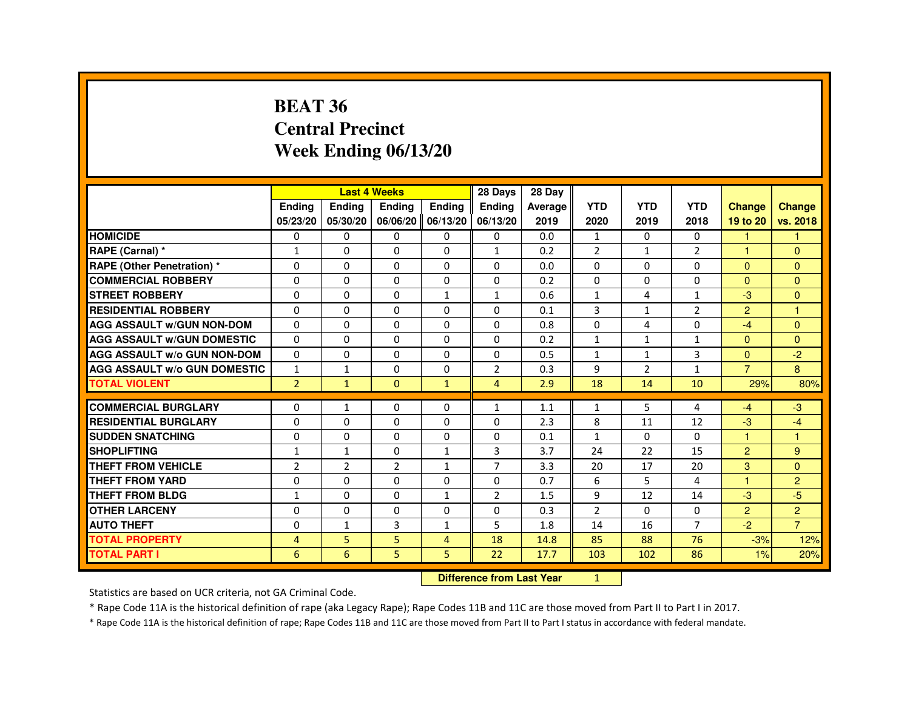# BEAT 36
# Central Precinct
# Week Ending 06/13/20

| | Last 4 Weeks | | | | 28 Days | 28 Day | | | | | |
|---|---|---|---|---|---|---|---|---|---|---|---|
| | Ending 05/23/20 | Ending 05/30/20 | Ending 06/06/20 | Ending 06/13/20 | Ending 06/13/20 | Average 2019 | YTD 2020 | YTD 2019 | YTD 2018 | Change 19 to 20 | Change vs. 2018 |
| HOMICIDE | 0 | 0 | 0 | 0 | 0 | 0.0 | 1 | 0 | 0 | 1 | 1 |
| RAPE (Carnal) * | 1 | 0 | 0 | 0 | 1 | 0.2 | 2 | 1 | 2 | 1 | 0 |
| RAPE (Other Penetration) * | 0 | 0 | 0 | 0 | 0 | 0.0 | 0 | 0 | 0 | 0 | 0 |
| COMMERCIAL ROBBERY | 0 | 0 | 0 | 0 | 0 | 0.2 | 0 | 0 | 0 | 0 | 0 |
| STREET ROBBERY | 0 | 0 | 0 | 1 | 1 | 0.6 | 1 | 4 | 1 | -3 | 0 |
| RESIDENTIAL ROBBERY | 0 | 0 | 0 | 0 | 0 | 0.1 | 3 | 1 | 2 | 2 | 1 |
| AGG ASSAULT w/GUN NON-DOM | 0 | 0 | 0 | 0 | 0 | 0.8 | 0 | 4 | 0 | -4 | 0 |
| AGG ASSAULT w/GUN DOMESTIC | 0 | 0 | 0 | 0 | 0 | 0.2 | 1 | 1 | 1 | 0 | 0 |
| AGG ASSAULT w/o GUN NON-DOM | 0 | 0 | 0 | 0 | 0 | 0.5 | 1 | 1 | 3 | 0 | -2 |
| AGG ASSAULT w/o GUN DOMESTIC | 1 | 1 | 0 | 0 | 2 | 0.3 | 9 | 2 | 1 | 7 | 8 |
| TOTAL VIOLENT | 2 | 1 | 0 | 1 | 4 | 2.9 | 18 | 14 | 10 | 29% | 80% |
| COMMERCIAL BURGLARY | 0 | 1 | 0 | 0 | 1 | 1.1 | 1 | 5 | 4 | -4 | -3 |
| RESIDENTIAL BURGLARY | 0 | 0 | 0 | 0 | 0 | 2.3 | 8 | 11 | 12 | -3 | -4 |
| SUDDEN SNATCHING | 0 | 0 | 0 | 0 | 0 | 0.1 | 1 | 0 | 0 | 1 | 1 |
| SHOPLIFTING | 1 | 1 | 0 | 1 | 3 | 3.7 | 24 | 22 | 15 | 2 | 9 |
| THEFT FROM VEHICLE | 2 | 2 | 2 | 1 | 7 | 3.3 | 20 | 17 | 20 | 3 | 0 |
| THEFT FROM YARD | 0 | 0 | 0 | 0 | 0 | 0.7 | 6 | 5 | 4 | 1 | 2 |
| THEFT FROM BLDG | 1 | 0 | 0 | 1 | 2 | 1.5 | 9 | 12 | 14 | -3 | -5 |
| OTHER LARCENY | 0 | 0 | 0 | 0 | 0 | 0.3 | 2 | 0 | 0 | 2 | 2 |
| AUTO THEFT | 0 | 1 | 3 | 1 | 5 | 1.8 | 14 | 16 | 7 | -2 | 7 |
| TOTAL PROPERTY | 4 | 5 | 5 | 4 | 18 | 14.8 | 85 | 88 | 76 | -3% | 12% |
| TOTAL PART I | 6 | 6 | 5 | 5 | 22 | 17.7 | 103 | 102 | 86 | 1% | 20% |

**Difference from Last Year** 1

Statistics are based on UCR criteria, not GA Criminal Code.

* Rape Code 11A is the historical definition of rape (aka Legacy Rape); Rape Codes 11B and 11C are those moved from Part II to Part I in 2017.

* Rape Code 11A is the historical definition of rape; Rape Codes 11B and 11C are those moved from Part II to Part I status in accordance with federal mandate.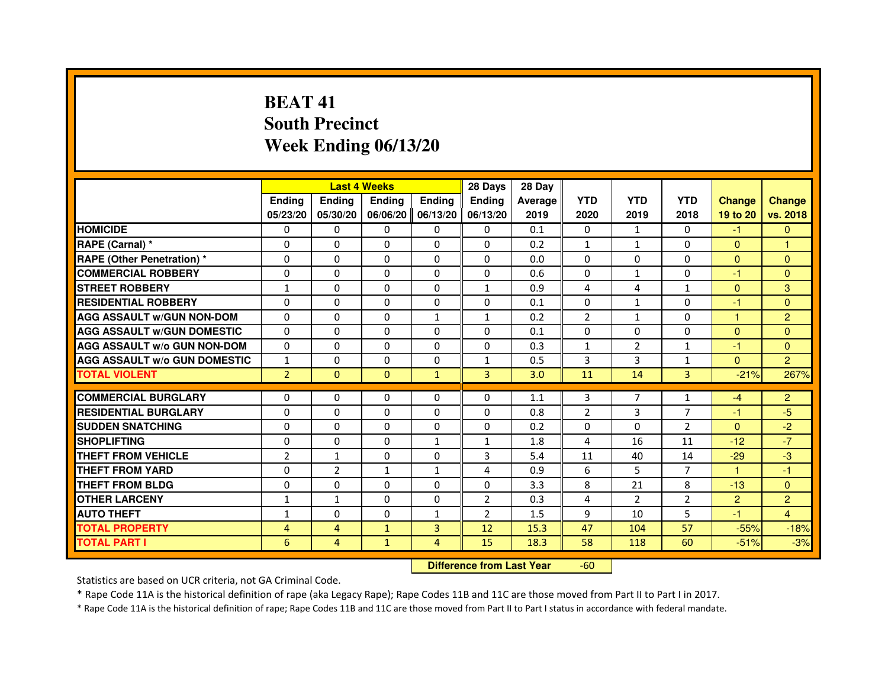# BEAT 41
## South Precinct
## Week Ending 06/13/20

| | Last 4 Weeks | | | | 28 Days | 28 Day | | | | | |
|---|---|---|---|---|---|---|---|---|---|---|---|
| | Ending 05/23/20 | Ending 05/30/20 | Ending 06/06/20 | Ending 06/13/20 | Ending 06/13/20 | Average 2019 | YTD 2020 | YTD 2019 | YTD 2018 | Change 19 to 20 | Change vs. 2018 |
| HOMICIDE | 0 | 0 | 0 | 0 | 0 | 0.1 | 0 | 1 | 0 | -1 | 0 |
| RAPE (Carnal) * | 0 | 0 | 0 | 0 | 0 | 0.2 | 1 | 1 | 0 | 0 | 1 |
| RAPE (Other Penetration) * | 0 | 0 | 0 | 0 | 0 | 0.0 | 0 | 0 | 0 | 0 | 0 |
| COMMERCIAL ROBBERY | 0 | 0 | 0 | 0 | 0 | 0.6 | 0 | 1 | 0 | -1 | 0 |
| STREET ROBBERY | 1 | 0 | 0 | 0 | 1 | 0.9 | 4 | 4 | 1 | 0 | 3 |
| RESIDENTIAL ROBBERY | 0 | 0 | 0 | 0 | 0 | 0.1 | 0 | 1 | 0 | -1 | 0 |
| AGG ASSAULT w/GUN NON-DOM | 0 | 0 | 0 | 1 | 1 | 0.2 | 2 | 1 | 0 | 1 | 2 |
| AGG ASSAULT w/GUN DOMESTIC | 0 | 0 | 0 | 0 | 0 | 0.1 | 0 | 0 | 0 | 0 | 0 |
| AGG ASSAULT w/o GUN NON-DOM | 0 | 0 | 0 | 0 | 0 | 0.3 | 1 | 2 | 1 | -1 | 0 |
| AGG ASSAULT w/o GUN DOMESTIC | 1 | 0 | 0 | 0 | 1 | 0.5 | 3 | 3 | 1 | 0 | 2 |
| TOTAL VIOLENT | 2 | 0 | 0 | 1 | 3 | 3.0 | 11 | 14 | 3 | -21% | 267% |
| COMMERCIAL BURGLARY | 0 | 0 | 0 | 0 | 0 | 1.1 | 3 | 7 | 1 | -4 | 2 |
| RESIDENTIAL BURGLARY | 0 | 0 | 0 | 0 | 0 | 0.8 | 2 | 3 | 7 | -1 | -5 |
| SUDDEN SNATCHING | 0 | 0 | 0 | 0 | 0 | 0.2 | 0 | 0 | 2 | 0 | -2 |
| SHOPLIFTING | 0 | 0 | 0 | 1 | 1 | 1.8 | 4 | 16 | 11 | -12 | -7 |
| THEFT FROM VEHICLE | 2 | 1 | 0 | 0 | 3 | 5.4 | 11 | 40 | 14 | -29 | -3 |
| THEFT FROM YARD | 0 | 2 | 1 | 1 | 4 | 0.9 | 6 | 5 | 7 | 1 | -1 |
| THEFT FROM BLDG | 0 | 0 | 0 | 0 | 0 | 3.3 | 8 | 21 | 8 | -13 | 0 |
| OTHER LARCENY | 1 | 1 | 0 | 0 | 2 | 0.3 | 4 | 2 | 2 | 2 | 2 |
| AUTO THEFT | 1 | 0 | 0 | 1 | 2 | 1.5 | 9 | 10 | 5 | -1 | 4 |
| TOTAL PROPERTY | 4 | 4 | 1 | 3 | 12 | 15.3 | 47 | 104 | 57 | -55% | -18% |
| TOTAL PART I | 6 | 4 | 1 | 4 | 15 | 18.3 | 58 | 118 | 60 | -51% | -3% |

**Difference from Last Year** -60

Statistics are based on UCR criteria, not GA Criminal Code.

* Rape Code 11A is the historical definition of rape (aka Legacy Rape); Rape Codes 11B and 11C are those moved from Part II to Part I in 2017.

* Rape Code 11A is the historical definition of rape; Rape Codes 11B and 11C are those moved from Part II to Part I status in accordance with federal mandate.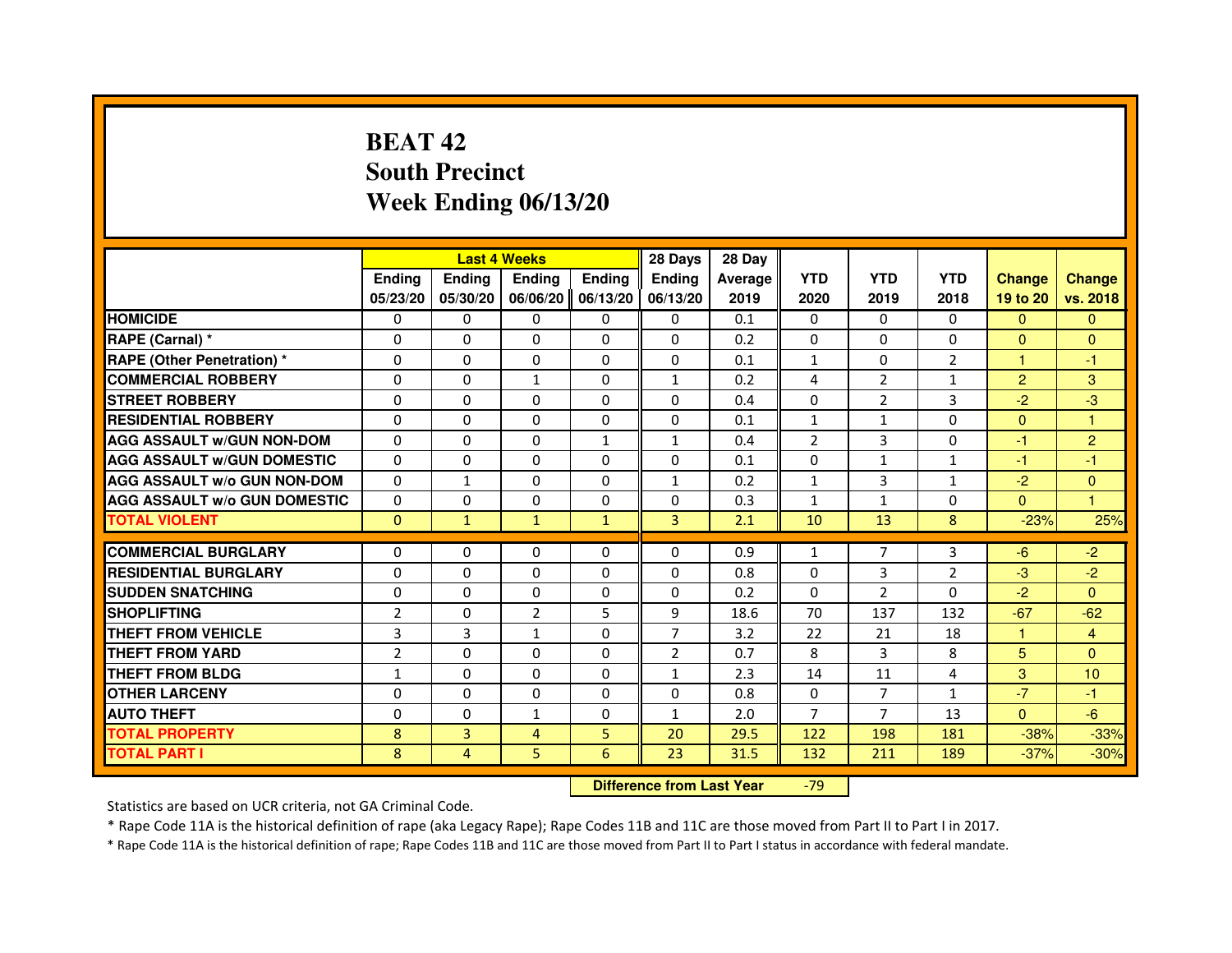# BEAT 42
## South Precinct
## Week Ending 06/13/20

| | Last 4 Weeks | | | | 28 Days | 28 Day | | | | | |
|---|---|---|---|---|---|---|---|---|---|---|---|
| | Ending 05/23/20 | Ending 05/30/20 | Ending 06/06/20 | Ending 06/13/20 | Ending 06/13/20 | Average 2019 | YTD 2020 | YTD 2019 | YTD 2018 | Change 19 to 20 | Change vs. 2018 |
| HOMICIDE | 0 | 0 | 0 | 0 | 0 | 0.1 | 0 | 0 | 0 | 0 | 0 |
| RAPE (Carnal) * | 0 | 0 | 0 | 0 | 0 | 0.2 | 0 | 0 | 0 | 0 | 0 |
| RAPE (Other Penetration) * | 0 | 0 | 0 | 0 | 0 | 0.1 | 1 | 0 | 2 | 1 | -1 |
| COMMERCIAL ROBBERY | 0 | 0 | 1 | 0 | 1 | 0.2 | 4 | 2 | 1 | 2 | 3 |
| STREET ROBBERY | 0 | 0 | 0 | 0 | 0 | 0.4 | 0 | 2 | 3 | -2 | -3 |
| RESIDENTIAL ROBBERY | 0 | 0 | 0 | 0 | 0 | 0.1 | 1 | 1 | 0 | 0 | 1 |
| AGG ASSAULT w/GUN NON-DOM | 0 | 0 | 0 | 1 | 1 | 0.4 | 2 | 3 | 0 | -1 | 2 |
| AGG ASSAULT w/GUN DOMESTIC | 0 | 0 | 0 | 0 | 0 | 0.1 | 0 | 1 | 1 | -1 | -1 |
| AGG ASSAULT w/o GUN NON-DOM | 0 | 1 | 0 | 0 | 1 | 0.2 | 1 | 3 | 1 | -2 | 0 |
| AGG ASSAULT w/o GUN DOMESTIC | 0 | 0 | 0 | 0 | 0 | 0.3 | 1 | 1 | 0 | 0 | 1 |
| TOTAL VIOLENT | 0 | 1 | 1 | 1 | 3 | 2.1 | 10 | 13 | 8 | -23% | 25% |
| COMMERCIAL BURGLARY | 0 | 0 | 0 | 0 | 0 | 0.9 | 1 | 7 | 3 | -6 | -2 |
| RESIDENTIAL BURGLARY | 0 | 0 | 0 | 0 | 0 | 0.8 | 0 | 3 | 2 | -3 | -2 |
| SUDDEN SNATCHING | 0 | 0 | 0 | 0 | 0 | 0.2 | 0 | 2 | 0 | -2 | 0 |
| SHOPLIFTING | 2 | 0 | 2 | 5 | 9 | 18.6 | 70 | 137 | 132 | -67 | -62 |
| THEFT FROM VEHICLE | 3 | 3 | 1 | 0 | 7 | 3.2 | 22 | 21 | 18 | 1 | 4 |
| THEFT FROM YARD | 2 | 0 | 0 | 0 | 2 | 0.7 | 8 | 3 | 8 | 5 | 0 |
| THEFT FROM BLDG | 1 | 0 | 0 | 0 | 1 | 2.3 | 14 | 11 | 4 | 3 | 10 |
| OTHER LARCENY | 0 | 0 | 0 | 0 | 0 | 0.8 | 0 | 7 | 1 | -7 | -1 |
| AUTO THEFT | 0 | 0 | 1 | 0 | 1 | 2.0 | 7 | 7 | 13 | 0 | -6 |
| TOTAL PROPERTY | 8 | 3 | 4 | 5 | 20 | 29.5 | 122 | 198 | 181 | -38% | -33% |
| TOTAL PART I | 8 | 4 | 5 | 6 | 23 | 31.5 | 132 | 211 | 189 | -37% | -30% |

**Difference from Last Year** -79

Statistics are based on UCR criteria, not GA Criminal Code.

* Rape Code 11A is the historical definition of rape (aka Legacy Rape); Rape Codes 11B and 11C are those moved from Part II to Part I in 2017.

* Rape Code 11A is the historical definition of rape; Rape Codes 11B and 11C are those moved from Part II to Part I status in accordance with federal mandate.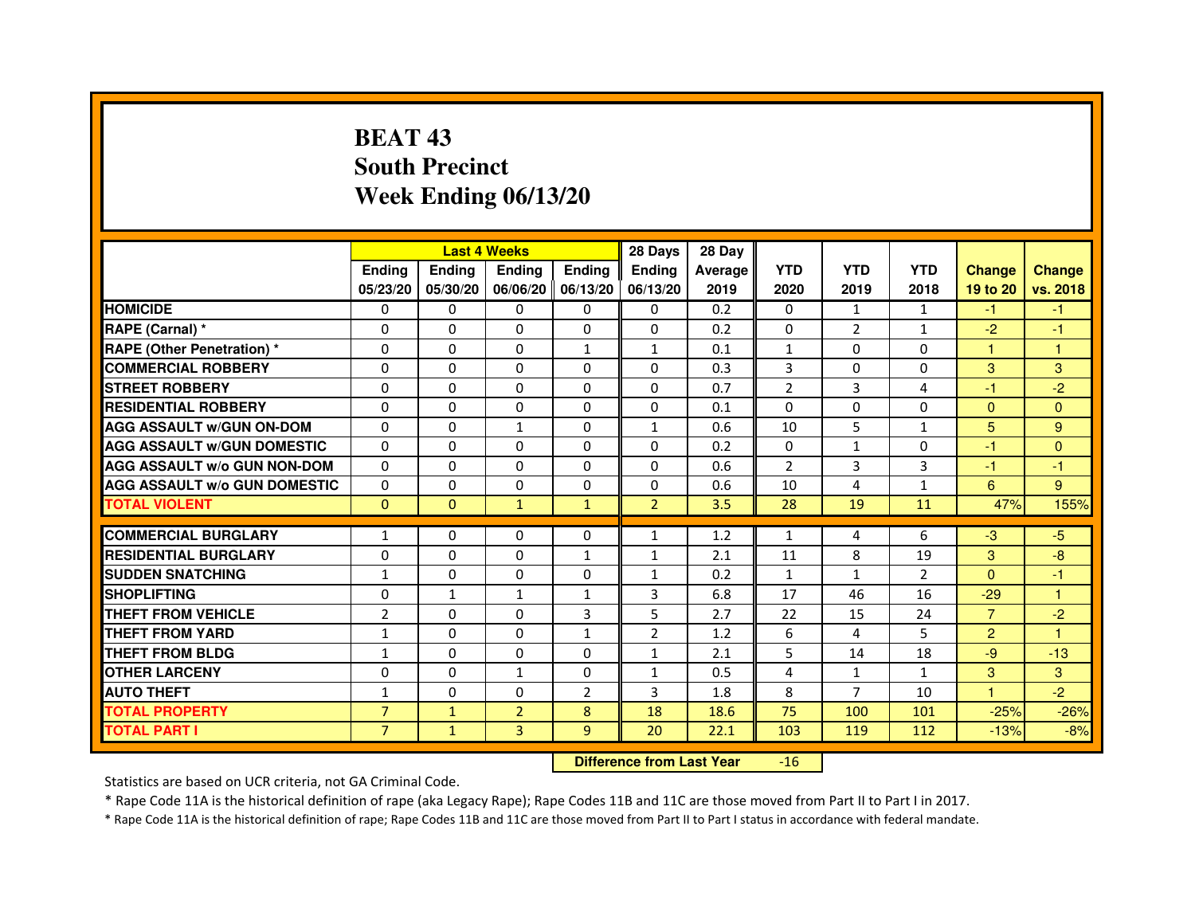# BEAT 43
# South Precinct
# Week Ending 06/13/20

| | Last 4 Weeks | | | | 28 Days | 28 Day | | | | | |
|---|---|---|---|---|---|---|---|---|---|---|---|
| | Ending 05/23/20 | Ending 05/30/20 | Ending 06/06/20 | Ending 06/13/20 | Ending 06/13/20 | Average 2019 | YTD 2020 | YTD 2019 | YTD 2018 | Change 19 to 20 | Change vs. 2018 |
| HOMICIDE | 0 | 0 | 0 | 0 | 0 | 0.2 | 0 | 1 | 1 | -1 | -1 |
| RAPE (Carnal) * | 0 | 0 | 0 | 0 | 0 | 0.2 | 0 | 2 | 1 | -2 | -1 |
| RAPE (Other Penetration) * | 0 | 0 | 0 | 1 | 1 | 0.1 | 1 | 0 | 0 | 1 | 1 |
| COMMERCIAL ROBBERY | 0 | 0 | 0 | 0 | 0 | 0.3 | 3 | 0 | 0 | 3 | 3 |
| STREET ROBBERY | 0 | 0 | 0 | 0 | 0 | 0.7 | 2 | 3 | 4 | -1 | -2 |
| RESIDENTIAL ROBBERY | 0 | 0 | 0 | 0 | 0 | 0.1 | 0 | 0 | 0 | 0 | 0 |
| AGG ASSAULT w/GUN ON-DOM | 0 | 0 | 1 | 0 | 1 | 0.6 | 10 | 5 | 1 | 5 | 9 |
| AGG ASSAULT w/GUN DOMESTIC | 0 | 0 | 0 | 0 | 0 | 0.2 | 0 | 1 | 0 | -1 | 0 |
| AGG ASSAULT w/o GUN NON-DOM | 0 | 0 | 0 | 0 | 0 | 0.6 | 2 | 3 | 3 | -1 | -1 |
| AGG ASSAULT w/o GUN DOMESTIC | 0 | 0 | 0 | 0 | 0 | 0.6 | 10 | 4 | 1 | 6 | 9 |
| TOTAL VIOLENT | 0 | 0 | 1 | 1 | 2 | 3.5 | 28 | 19 | 11 | 47% | 155% |
| COMMERCIAL BURGLARY | 1 | 0 | 0 | 0 | 1 | 1.2 | 1 | 4 | 6 | -3 | -5 |
| RESIDENTIAL BURGLARY | 0 | 0 | 0 | 1 | 1 | 2.1 | 11 | 8 | 19 | 3 | -8 |
| SUDDEN SNATCHING | 1 | 0 | 0 | 0 | 1 | 0.2 | 1 | 1 | 2 | 0 | -1 |
| SHOPLIFTING | 0 | 1 | 1 | 1 | 3 | 6.8 | 17 | 46 | 16 | -29 | 1 |
| THEFT FROM VEHICLE | 2 | 0 | 0 | 3 | 5 | 2.7 | 22 | 15 | 24 | 7 | -2 |
| THEFT FROM YARD | 1 | 0 | 0 | 1 | 2 | 1.2 | 6 | 4 | 5 | 2 | 1 |
| THEFT FROM BLDG | 1 | 0 | 0 | 0 | 1 | 2.1 | 5 | 14 | 18 | -9 | -13 |
| OTHER LARCENY | 0 | 0 | 1 | 0 | 1 | 0.5 | 4 | 1 | 1 | 3 | 3 |
| AUTO THEFT | 1 | 0 | 0 | 2 | 3 | 1.8 | 8 | 7 | 10 | 1 | -2 |
| TOTAL PROPERTY | 7 | 1 | 2 | 8 | 18 | 18.6 | 75 | 100 | 101 | -25% | -26% |
| TOTAL PART I | 7 | 1 | 3 | 9 | 20 | 22.1 | 103 | 119 | 112 | -13% | -8% |

**Difference from Last Year** -16

Statistics are based on UCR criteria, not GA Criminal Code.

* Rape Code 11A is the historical definition of rape (aka Legacy Rape); Rape Codes 11B and 11C are those moved from Part II to Part I in 2017.

* Rape Code 11A is the historical definition of rape; Rape Codes 11B and 11C are those moved from Part II to Part I status in accordance with federal mandate.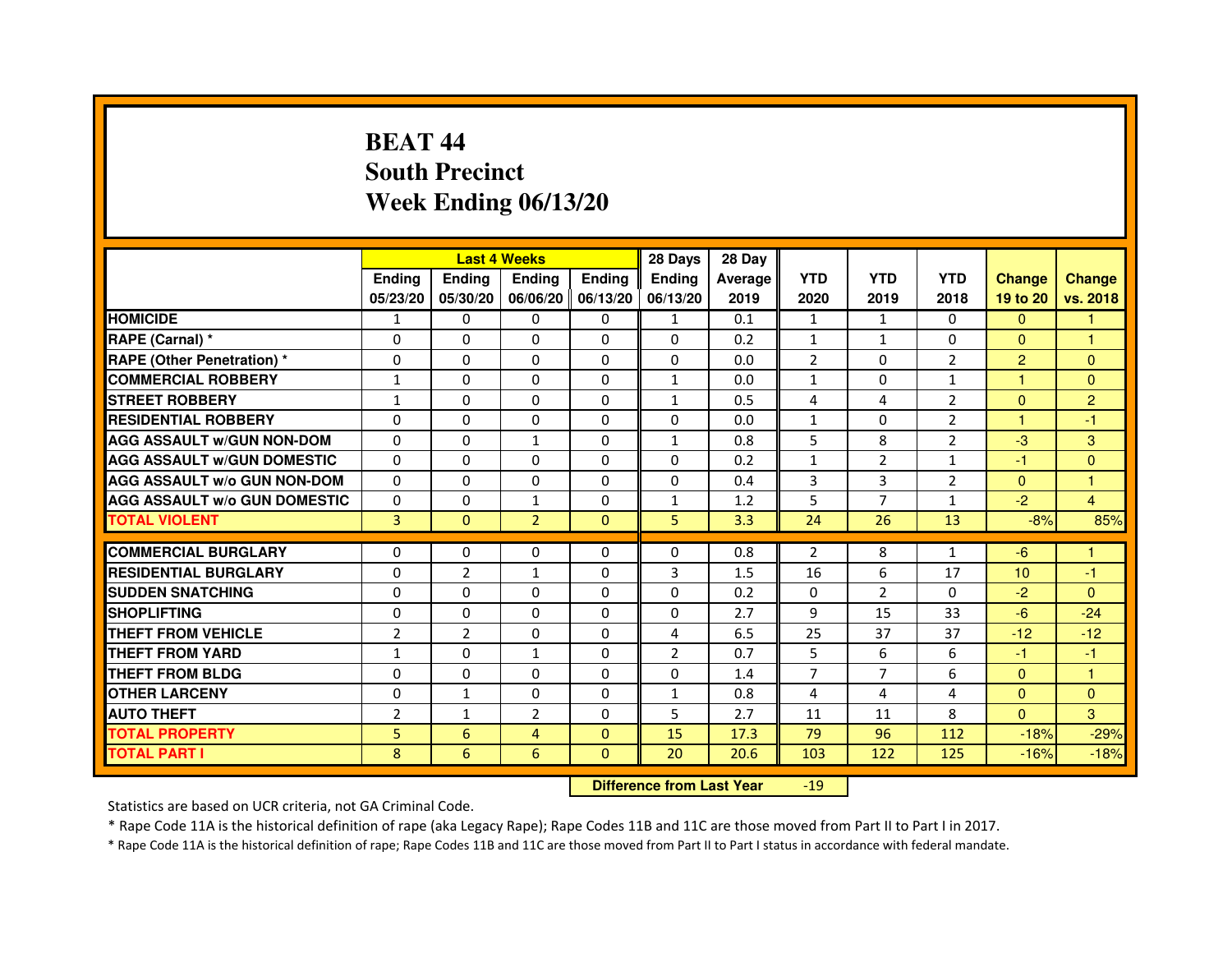# BEAT 44
## South Precinct
## Week Ending 06/13/20

| | Last 4 Weeks | | | | 28 Days | 28 Day | | | | | |
|---|---|---|---|---|---|---|---|---|---|---|---|
| | Ending 05/23/20 | Ending 05/30/20 | Ending 06/06/20 | Ending 06/13/20 | Ending 06/13/20 | Average 2019 | YTD 2020 | YTD 2019 | YTD 2018 | Change 19 to 20 | Change vs. 2018 |
| HOMICIDE | 1 | 0 | 0 | 0 | 1 | 0.1 | 1 | 1 | 0 | 0 | 1 |
| RAPE (Carnal) * | 0 | 0 | 0 | 0 | 0 | 0.2 | 1 | 1 | 0 | 0 | 1 |
| RAPE (Other Penetration) * | 0 | 0 | 0 | 0 | 0 | 0.0 | 2 | 0 | 2 | 2 | 0 |
| COMMERCIAL ROBBERY | 1 | 0 | 0 | 0 | 1 | 0.0 | 1 | 0 | 1 | 1 | 0 |
| STREET ROBBERY | 1 | 0 | 0 | 0 | 1 | 0.5 | 4 | 4 | 2 | 0 | 2 |
| RESIDENTIAL ROBBERY | 0 | 0 | 0 | 0 | 0 | 0.0 | 1 | 0 | 2 | 1 | -1 |
| AGG ASSAULT w/GUN NON-DOM | 0 | 0 | 1 | 0 | 1 | 0.8 | 5 | 8 | 2 | -3 | 3 |
| AGG ASSAULT w/GUN DOMESTIC | 0 | 0 | 0 | 0 | 0 | 0.2 | 1 | 2 | 1 | -1 | 0 |
| AGG ASSAULT w/o GUN NON-DOM | 0 | 0 | 0 | 0 | 0 | 0.4 | 3 | 3 | 2 | 0 | 1 |
| AGG ASSAULT w/o GUN DOMESTIC | 0 | 0 | 1 | 0 | 1 | 1.2 | 5 | 7 | 1 | -2 | 4 |
| TOTAL VIOLENT | 3 | 0 | 2 | 0 | 5 | 3.3 | 24 | 26 | 13 | -8% | 85% |
| COMMERCIAL BURGLARY | 0 | 0 | 0 | 0 | 0 | 0.8 | 2 | 8 | 1 | -6 | 1 |
| RESIDENTIAL BURGLARY | 0 | 2 | 1 | 0 | 3 | 1.5 | 16 | 6 | 17 | 10 | -1 |
| SUDDEN SNATCHING | 0 | 0 | 0 | 0 | 0 | 0.2 | 0 | 2 | 0 | -2 | 0 |
| SHOPLIFTING | 0 | 0 | 0 | 0 | 0 | 2.7 | 9 | 15 | 33 | -6 | -24 |
| THEFT FROM VEHICLE | 2 | 2 | 0 | 0 | 4 | 6.5 | 25 | 37 | 37 | -12 | -12 |
| THEFT FROM YARD | 1 | 0 | 1 | 0 | 2 | 0.7 | 5 | 6 | 6 | -1 | -1 |
| THEFT FROM BLDG | 0 | 0 | 0 | 0 | 0 | 1.4 | 7 | 7 | 6 | 0 | 1 |
| OTHER LARCENY | 0 | 1 | 0 | 0 | 1 | 0.8 | 4 | 4 | 4 | 0 | 0 |
| AUTO THEFT | 2 | 1 | 2 | 0 | 5 | 2.7 | 11 | 11 | 8 | 0 | 3 |
| TOTAL PROPERTY | 5 | 6 | 4 | 0 | 15 | 17.3 | 79 | 96 | 112 | -18% | -29% |
| TOTAL PART I | 8 | 6 | 6 | 0 | 20 | 20.6 | 103 | 122 | 125 | -16% | -18% |

**Difference from Last Year** -19

Statistics are based on UCR criteria, not GA Criminal Code.

* Rape Code 11A is the historical definition of rape (aka Legacy Rape); Rape Codes 11B and 11C are those moved from Part II to Part I in 2017.

* Rape Code 11A is the historical definition of rape; Rape Codes 11B and 11C are those moved from Part II to Part I status in accordance with federal mandate.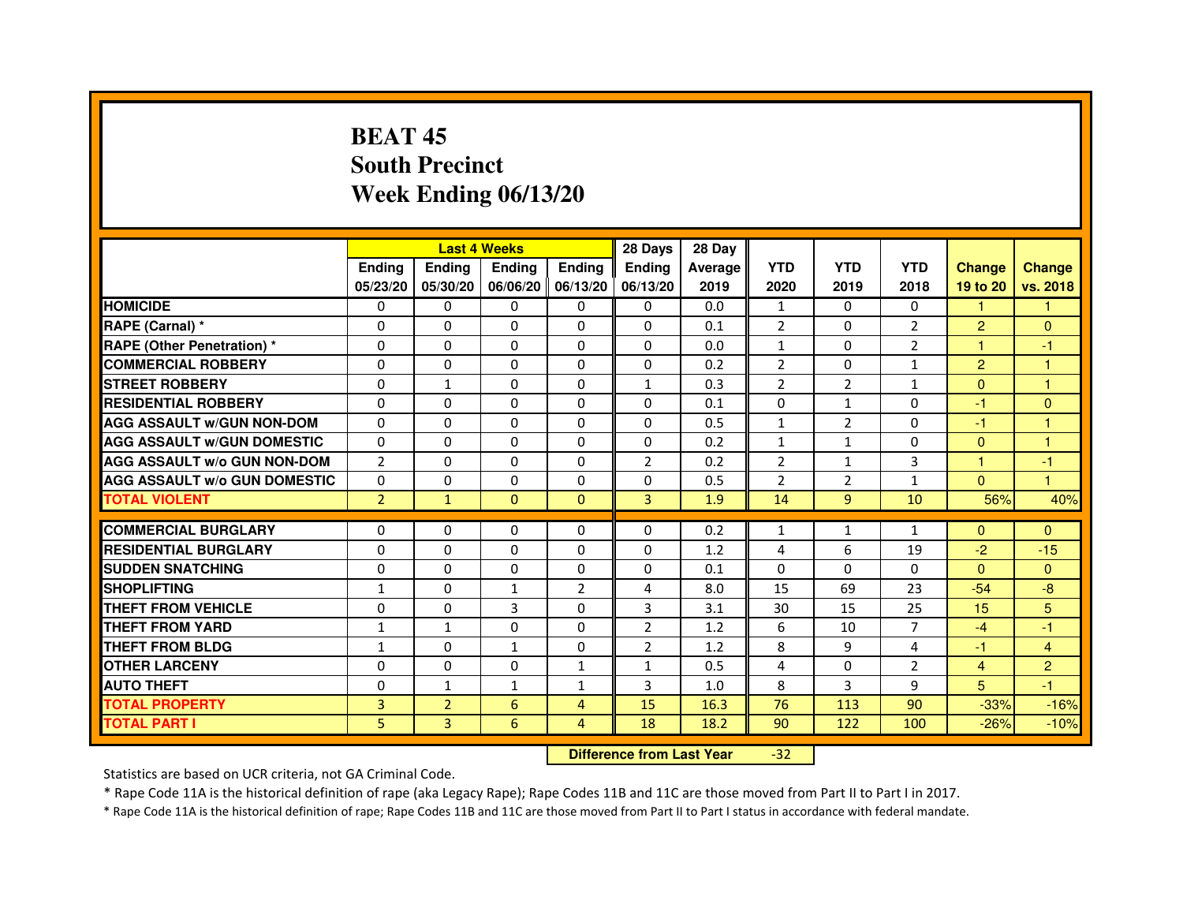# BEAT 45
# South Precinct
# Week Ending 06/13/20

| | Last 4 Weeks | | | | 28 Days | 28 Day | | | | | |
|---|---|---|---|---|---|---|---|---|---|---|---|
| | Ending 05/23/20 | Ending 05/30/20 | Ending 06/06/20 | Ending 06/13/20 | Ending 06/13/20 | Average 2019 | YTD 2020 | YTD 2019 | YTD 2018 | Change 19 to 20 | Change vs. 2018 |
| HOMICIDE | 0 | 0 | 0 | 0 | 0 | 0.0 | 1 | 0 | 0 | 1 | 1 |
| RAPE (Carnal) * | 0 | 0 | 0 | 0 | 0 | 0.1 | 2 | 0 | 2 | 2 | 0 |
| RAPE (Other Penetration) * | 0 | 0 | 0 | 0 | 0 | 0.0 | 1 | 0 | 2 | 1 | -1 |
| COMMERCIAL ROBBERY | 0 | 0 | 0 | 0 | 0 | 0.2 | 2 | 0 | 1 | 2 | 1 |
| STREET ROBBERY | 0 | 1 | 0 | 0 | 1 | 0.3 | 2 | 2 | 1 | 0 | 1 |
| RESIDENTIAL ROBBERY | 0 | 0 | 0 | 0 | 0 | 0.1 | 0 | 1 | 0 | -1 | 0 |
| AGG ASSAULT w/GUN NON-DOM | 0 | 0 | 0 | 0 | 0 | 0.5 | 1 | 2 | 0 | -1 | 1 |
| AGG ASSAULT w/GUN DOMESTIC | 0 | 0 | 0 | 0 | 0 | 0.2 | 1 | 1 | 0 | 0 | 1 |
| AGG ASSAULT w/o GUN NON-DOM | 2 | 0 | 0 | 0 | 2 | 0.2 | 2 | 1 | 3 | 1 | -1 |
| AGG ASSAULT w/o GUN DOMESTIC | 0 | 0 | 0 | 0 | 0 | 0.5 | 2 | 2 | 1 | 0 | 1 |
| TOTAL VIOLENT | 2 | 1 | 0 | 0 | 3 | 1.9 | 14 | 9 | 10 | 56% | 40% |
| COMMERCIAL BURGLARY | 0 | 0 | 0 | 0 | 0 | 0.2 | 1 | 1 | 1 | 0 | 0 |
| RESIDENTIAL BURGLARY | 0 | 0 | 0 | 0 | 0 | 1.2 | 4 | 6 | 19 | -2 | -15 |
| SUDDEN SNATCHING | 0 | 0 | 0 | 0 | 0 | 0.1 | 0 | 0 | 0 | 0 | 0 |
| SHOPLIFTING | 1 | 0 | 1 | 2 | 4 | 8.0 | 15 | 69 | 23 | -54 | -8 |
| THEFT FROM VEHICLE | 0 | 0 | 3 | 0 | 3 | 3.1 | 30 | 15 | 25 | 15 | 5 |
| THEFT FROM YARD | 1 | 1 | 0 | 0 | 2 | 1.2 | 6 | 10 | 7 | -4 | -1 |
| THEFT FROM BLDG | 1 | 0 | 1 | 0 | 2 | 1.2 | 8 | 9 | 4 | -1 | 4 |
| OTHER LARCENY | 0 | 0 | 0 | 1 | 1 | 0.5 | 4 | 0 | 2 | 4 | 2 |
| AUTO THEFT | 0 | 1 | 1 | 1 | 3 | 1.0 | 8 | 3 | 9 | 5 | -1 |
| TOTAL PROPERTY | 3 | 2 | 6 | 4 | 15 | 16.3 | 76 | 113 | 90 | -33% | -16% |
| TOTAL PART I | 5 | 3 | 6 | 4 | 18 | 18.2 | 90 | 122 | 100 | -26% | -10% |

**Difference from Last Year** -32

Statistics are based on UCR criteria, not GA Criminal Code.

* Rape Code 11A is the historical definition of rape (aka Legacy Rape); Rape Codes 11B and 11C are those moved from Part II to Part I in 2017.

* Rape Code 11A is the historical definition of rape; Rape Codes 11B and 11C are those moved from Part II to Part I status in accordance with federal mandate.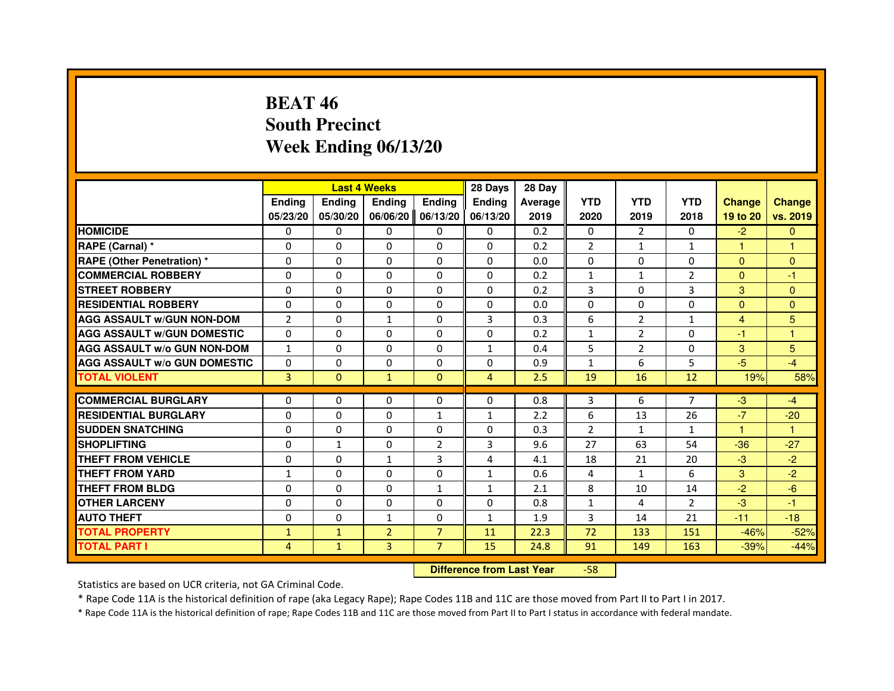# BEAT 46
## South Precinct
## Week Ending 06/13/20

| | Last 4 Weeks | | | | 28 Days | 28 Day | | | | | |
|---|---|---|---|---|---|---|---|---|---|---|---|
| | Ending 05/23/20 | Ending 05/30/20 | Ending 06/06/20 | Ending 06/13/20 | Ending 06/13/20 | Average 2019 | YTD 2020 | YTD 2019 | YTD 2018 | Change 19 to 20 | Change vs. 2019 |
| HOMICIDE | 0 | 0 | 0 | 0 | 0 | 0.2 | 0 | 2 | 0 | -2 | 0 |
| RAPE (Carnal) * | 0 | 0 | 0 | 0 | 0 | 0.2 | 2 | 1 | 1 | 1 | 1 |
| RAPE (Other Penetration) * | 0 | 0 | 0 | 0 | 0 | 0.0 | 0 | 0 | 0 | 0 | 0 |
| COMMERCIAL ROBBERY | 0 | 0 | 0 | 0 | 0 | 0.2 | 1 | 1 | 2 | 0 | -1 |
| STREET ROBBERY | 0 | 0 | 0 | 0 | 0 | 0.2 | 3 | 0 | 3 | 3 | 0 |
| RESIDENTIAL ROBBERY | 0 | 0 | 0 | 0 | 0 | 0.0 | 0 | 0 | 0 | 0 | 0 |
| AGG ASSAULT w/GUN NON-DOM | 2 | 0 | 1 | 0 | 3 | 0.3 | 6 | 2 | 1 | 4 | 5 |
| AGG ASSAULT w/GUN DOMESTIC | 0 | 0 | 0 | 0 | 0 | 0.2 | 1 | 2 | 0 | -1 | 1 |
| AGG ASSAULT w/o GUN NON-DOM | 1 | 0 | 0 | 0 | 1 | 0.4 | 5 | 2 | 0 | 3 | 5 |
| AGG ASSAULT w/o GUN DOMESTIC | 0 | 0 | 0 | 0 | 0 | 0.9 | 1 | 6 | 5 | -5 | -4 |
| TOTAL VIOLENT | 3 | 0 | 1 | 0 | 4 | 2.5 | 19 | 16 | 12 | 19% | 58% |
| COMMERCIAL BURGLARY | 0 | 0 | 0 | 0 | 0 | 0.8 | 3 | 6 | 7 | -3 | -4 |
| RESIDENTIAL BURGLARY | 0 | 0 | 0 | 1 | 1 | 2.2 | 6 | 13 | 26 | -7 | -20 |
| SUDDEN SNATCHING | 0 | 0 | 0 | 0 | 0 | 0.3 | 2 | 1 | 1 | 1 | 1 |
| SHOPLIFTING | 0 | 1 | 0 | 2 | 3 | 9.6 | 27 | 63 | 54 | -36 | -27 |
| THEFT FROM VEHICLE | 0 | 0 | 1 | 3 | 4 | 4.1 | 18 | 21 | 20 | -3 | -2 |
| THEFT FROM YARD | 1 | 0 | 0 | 0 | 1 | 0.6 | 4 | 1 | 6 | 3 | -2 |
| THEFT FROM BLDG | 0 | 0 | 0 | 1 | 1 | 2.1 | 8 | 10 | 14 | -2 | -6 |
| OTHER LARCENY | 0 | 0 | 0 | 0 | 0 | 0.8 | 1 | 4 | 2 | -3 | -1 |
| AUTO THEFT | 0 | 0 | 1 | 0 | 1 | 1.9 | 3 | 14 | 21 | -11 | -18 |
| TOTAL PROPERTY | 1 | 1 | 2 | 7 | 11 | 22.3 | 72 | 133 | 151 | -46% | -52% |
| TOTAL PART I | 4 | 1 | 3 | 7 | 15 | 24.8 | 91 | 149 | 163 | -39% | -44% |

**Difference from Last Year** -58

Statistics are based on UCR criteria, not GA Criminal Code.

* Rape Code 11A is the historical definition of rape (aka Legacy Rape); Rape Codes 11B and 11C are those moved from Part II to Part I in 2017.

* Rape Code 11A is the historical definition of rape; Rape Codes 11B and 11C are those moved from Part II to Part I status in accordance with federal mandate.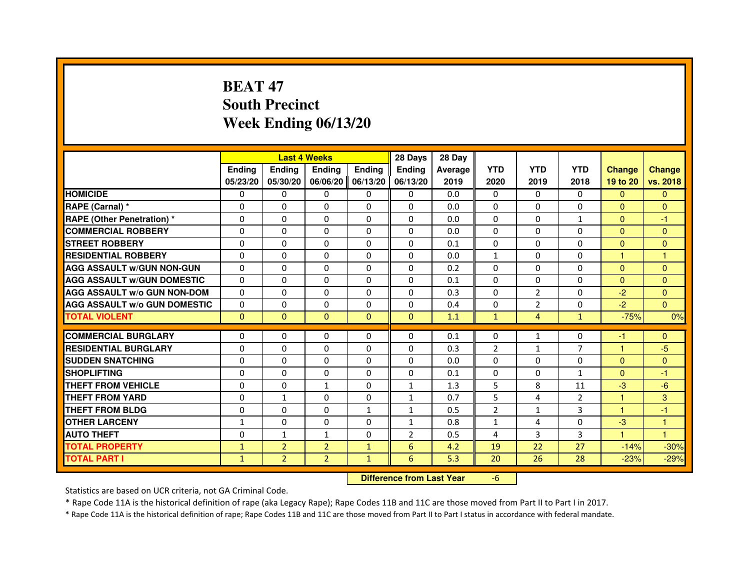# BEAT 47
## South Precinct
## Week Ending 06/13/20

| | Last 4 Weeks | | | | 28 Days | 28 Day | | | | | |
|---|---|---|---|---|---|---|---|---|---|---|---|
| | Ending 05/23/20 | Ending 05/30/20 | Ending 06/06/20 | Ending 06/13/20 | Ending 06/13/20 | Average 2019 | YTD 2020 | YTD 2019 | YTD 2018 | Change 19 to 20 | Change vs. 2018 |
| HOMICIDE | 0 | 0 | 0 | 0 | 0 | 0.0 | 0 | 0 | 0 | 0 | 0 |
| RAPE (Carnal) * | 0 | 0 | 0 | 0 | 0 | 0.0 | 0 | 0 | 0 | 0 | 0 |
| RAPE (Other Penetration) * | 0 | 0 | 0 | 0 | 0 | 0.0 | 0 | 0 | 1 | 0 | -1 |
| COMMERCIAL ROBBERY | 0 | 0 | 0 | 0 | 0 | 0.0 | 0 | 0 | 0 | 0 | 0 |
| STREET ROBBERY | 0 | 0 | 0 | 0 | 0 | 0.1 | 0 | 0 | 0 | 0 | 0 |
| RESIDENTIAL ROBBERY | 0 | 0 | 0 | 0 | 0 | 0.0 | 1 | 0 | 0 | 1 | 1 |
| AGG ASSAULT w/GUN NON-GUN | 0 | 0 | 0 | 0 | 0 | 0.2 | 0 | 0 | 0 | 0 | 0 |
| AGG ASSAULT w/GUN DOMESTIC | 0 | 0 | 0 | 0 | 0 | 0.1 | 0 | 0 | 0 | 0 | 0 |
| AGG ASSAULT w/o GUN NON-DOM | 0 | 0 | 0 | 0 | 0 | 0.3 | 0 | 2 | 0 | -2 | 0 |
| AGG ASSAULT w/o GUN DOMESTIC | 0 | 0 | 0 | 0 | 0 | 0.4 | 0 | 2 | 0 | -2 | 0 |
| TOTAL VIOLENT | 0 | 0 | 0 | 0 | 0 | 1.1 | 1 | 4 | 1 | -75% | 0% |
| COMMERCIAL BURGLARY | 0 | 0 | 0 | 0 | 0 | 0.1 | 0 | 1 | 0 | -1 | 0 |
| RESIDENTIAL BURGLARY | 0 | 0 | 0 | 0 | 0 | 0.3 | 2 | 1 | 7 | 1 | -5 |
| SUDDEN SNATCHING | 0 | 0 | 0 | 0 | 0 | 0.0 | 0 | 0 | 0 | 0 | 0 |
| SHOPLIFTING | 0 | 0 | 0 | 0 | 0 | 0.1 | 0 | 0 | 1 | 0 | -1 |
| THEFT FROM VEHICLE | 0 | 0 | 1 | 0 | 1 | 1.3 | 5 | 8 | 11 | -3 | -6 |
| THEFT FROM YARD | 0 | 1 | 0 | 0 | 1 | 0.7 | 5 | 4 | 2 | 1 | 3 |
| THEFT FROM BLDG | 0 | 0 | 0 | 1 | 1 | 0.5 | 2 | 1 | 3 | 1 | -1 |
| OTHER LARCENY | 1 | 0 | 0 | 0 | 1 | 0.8 | 1 | 4 | 0 | -3 | 1 |
| AUTO THEFT | 0 | 1 | 1 | 0 | 2 | 0.5 | 4 | 3 | 3 | 1 | 1 |
| TOTAL PROPERTY | 1 | 2 | 2 | 1 | 6 | 4.2 | 19 | 22 | 27 | -14% | -30% |
| TOTAL PART I | 1 | 2 | 2 | 1 | 6 | 5.3 | 20 | 26 | 28 | -23% | -29% |

**Difference from Last Year** -6

Statistics are based on UCR criteria, not GA Criminal Code.

* Rape Code 11A is the historical definition of rape (aka Legacy Rape); Rape Codes 11B and 11C are those moved from Part II to Part I in 2017.

* Rape Code 11A is the historical definition of rape; Rape Codes 11B and 11C are those moved from Part II to Part I status in accordance with federal mandate.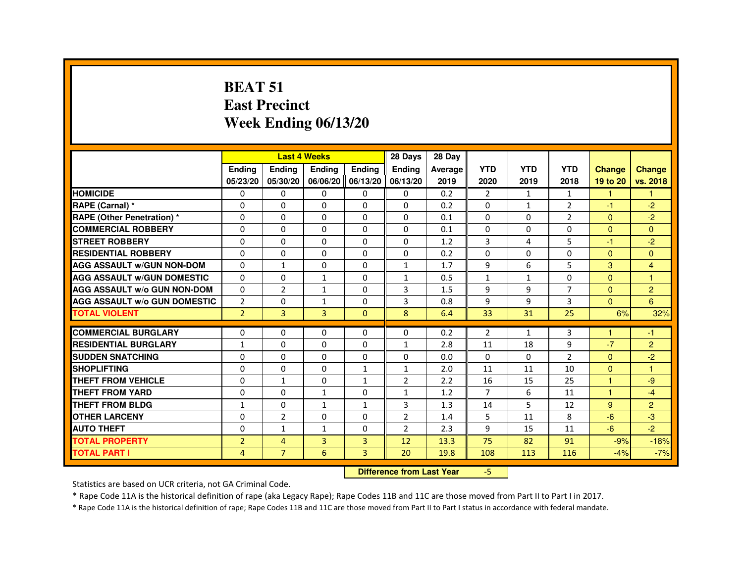# BEAT 51
# East Precinct
# Week Ending 06/13/20

| | Last 4 Weeks | | | | 28 Days | 28 Day | | | | | |
|---|---|---|---|---|---|---|---|---|---|---|---|
| | Ending 05/23/20 | Ending 05/30/20 | Ending 06/06/20 | Ending 06/13/20 | Ending 06/13/20 | Average 2019 | YTD 2020 | YTD 2019 | YTD 2018 | Change 19 to 20 | Change vs. 2018 |
| **HOMICIDE** | 0 | 0 | 0 | 0 | 0 | 0.2 | 2 | 1 | 1 | 1 | 1 |
| **RAPE (Carnal) *** | 0 | 0 | 0 | 0 | 0 | 0.2 | 0 | 1 | 2 | -1 | -2 |
| **RAPE (Other Penetration) *** | 0 | 0 | 0 | 0 | 0 | 0.1 | 0 | 0 | 2 | 0 | -2 |
| **COMMERCIAL ROBBERY** | 0 | 0 | 0 | 0 | 0 | 0.1 | 0 | 0 | 0 | 0 | 0 |
| **STREET ROBBERY** | 0 | 0 | 0 | 0 | 0 | 1.2 | 3 | 4 | 5 | -1 | -2 |
| **RESIDENTIAL ROBBERY** | 0 | 0 | 0 | 0 | 0 | 0.2 | 0 | 0 | 0 | 0 | 0 |
| **AGG ASSAULT w/GUN NON-DOM** | 0 | 1 | 0 | 0 | 1 | 1.7 | 9 | 6 | 5 | 3 | 4 |
| **AGG ASSAULT w/GUN DOMESTIC** | 0 | 0 | 1 | 0 | 1 | 0.5 | 1 | 1 | 0 | 0 | 1 |
| **AGG ASSAULT w/o GUN NON-DOM** | 0 | 2 | 1 | 0 | 3 | 1.5 | 9 | 9 | 7 | 0 | 2 |
| **AGG ASSAULT w/o GUN DOMESTIC** | 2 | 0 | 1 | 0 | 3 | 0.8 | 9 | 9 | 3 | 0 | 6 |
| **TOTAL VIOLENT** | 2 | 3 | 3 | 0 | 8 | 6.4 | 33 | 31 | 25 | 6% | 32% |
| **COMMERCIAL BURGLARY** | 0 | 0 | 0 | 0 | 0 | 0.2 | 2 | 1 | 3 | 1 | -1 |
| **RESIDENTIAL BURGLARY** | 1 | 0 | 0 | 0 | 1 | 2.8 | 11 | 18 | 9 | -7 | 2 |
| **SUDDEN SNATCHING** | 0 | 0 | 0 | 0 | 0 | 0.0 | 0 | 0 | 2 | 0 | -2 |
| **SHOPLIFTING** | 0 | 0 | 0 | 1 | 1 | 2.0 | 11 | 11 | 10 | 0 | 1 |
| **THEFT FROM VEHICLE** | 0 | 1 | 0 | 1 | 2 | 2.2 | 16 | 15 | 25 | 1 | -9 |
| **THEFT FROM YARD** | 0 | 0 | 1 | 0 | 1 | 1.2 | 7 | 6 | 11 | 1 | -4 |
| **THEFT FROM BLDG** | 1 | 0 | 1 | 1 | 3 | 1.3 | 14 | 5 | 12 | 9 | 2 |
| **OTHER LARCENY** | 0 | 2 | 0 | 0 | 2 | 1.4 | 5 | 11 | 8 | -6 | -3 |
| **AUTO THEFT** | 0 | 1 | 1 | 0 | 2 | 2.3 | 9 | 15 | 11 | -6 | -2 |
| **TOTAL PROPERTY** | 2 | 4 | 3 | 3 | 12 | 13.3 | 75 | 82 | 91 | -9% | -18% |
| **TOTAL PART I** | 4 | 7 | 6 | 3 | 20 | 19.8 | 108 | 113 | 116 | -4% | -7% |

**Difference from Last Year** -5

Statistics are based on UCR criteria, not GA Criminal Code.

* Rape Code 11A is the historical definition of rape (aka Legacy Rape); Rape Codes 11B and 11C are those moved from Part II to Part I in 2017.

* Rape Code 11A is the historical definition of rape; Rape Codes 11B and 11C are those moved from Part II to Part I status in accordance with federal mandate.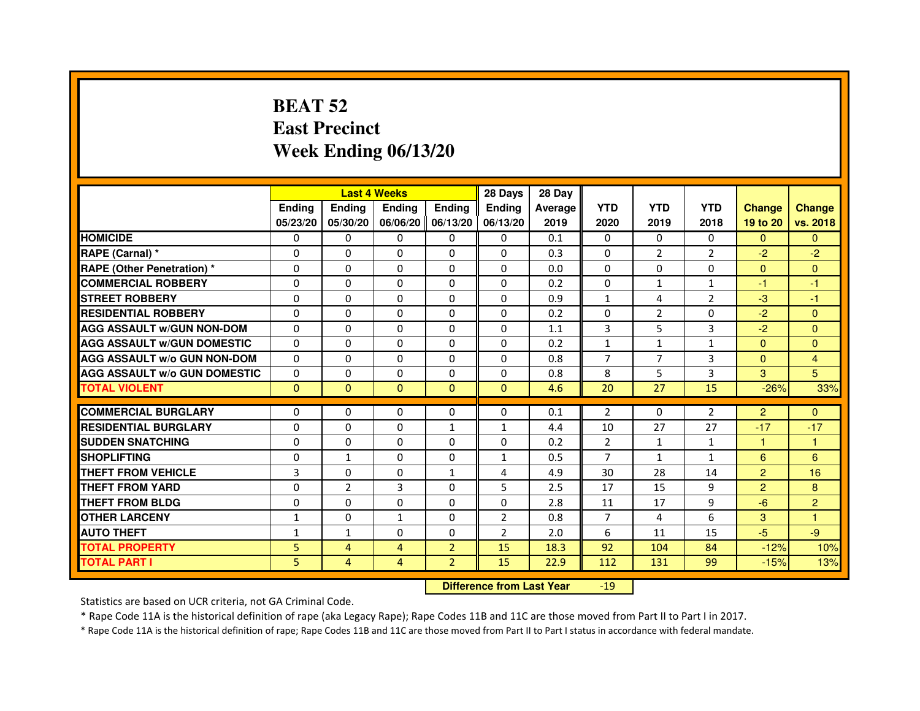# BEAT 52
## East Precinct
## Week Ending 06/13/20

| | Last 4 Weeks | | | | 28 Days | 28 Day | | | | | |
|---|---|---|---|---|---|---|---|---|---|---|---|
| | Ending 05/23/20 | Ending 05/30/20 | Ending 06/06/20 | Ending 06/13/20 | Ending 06/13/20 | Average 2019 | YTD 2020 | YTD 2019 | YTD 2018 | Change 19 to 20 | Change vs. 2018 |
| HOMICIDE | 0 | 0 | 0 | 0 | 0 | 0.1 | 0 | 0 | 0 | 0 | 0 |
| RAPE (Carnal) * | 0 | 0 | 0 | 0 | 0 | 0.3 | 0 | 2 | 2 | -2 | -2 |
| RAPE (Other Penetration) * | 0 | 0 | 0 | 0 | 0 | 0.0 | 0 | 0 | 0 | 0 | 0 |
| COMMERCIAL ROBBERY | 0 | 0 | 0 | 0 | 0 | 0.2 | 0 | 1 | 1 | -1 | -1 |
| STREET ROBBERY | 0 | 0 | 0 | 0 | 0 | 0.9 | 1 | 4 | 2 | -3 | -1 |
| RESIDENTIAL ROBBERY | 0 | 0 | 0 | 0 | 0 | 0.2 | 0 | 2 | 0 | -2 | 0 |
| AGG ASSAULT w/GUN NON-DOM | 0 | 0 | 0 | 0 | 0 | 1.1 | 3 | 5 | 3 | -2 | 0 |
| AGG ASSAULT w/GUN DOMESTIC | 0 | 0 | 0 | 0 | 0 | 0.2 | 1 | 1 | 1 | 0 | 0 |
| AGG ASSAULT w/o GUN NON-DOM | 0 | 0 | 0 | 0 | 0 | 0.8 | 7 | 7 | 3 | 0 | 4 |
| AGG ASSAULT w/o GUN DOMESTIC | 0 | 0 | 0 | 0 | 0 | 0.8 | 8 | 5 | 3 | 3 | 5 |
| TOTAL VIOLENT | 0 | 0 | 0 | 0 | 0 | 4.6 | 20 | 27 | 15 | -26% | 33% |
| COMMERCIAL BURGLARY | 0 | 0 | 0 | 0 | 0 | 0.1 | 2 | 0 | 2 | 2 | 0 |
| RESIDENTIAL BURGLARY | 0 | 0 | 0 | 1 | 1 | 4.4 | 10 | 27 | 27 | -17 | -17 |
| SUDDEN SNATCHING | 0 | 0 | 0 | 0 | 0 | 0.2 | 2 | 1 | 1 | 1 | 1 |
| SHOPLIFTING | 0 | 1 | 0 | 0 | 1 | 0.5 | 7 | 1 | 1 | 6 | 6 |
| THEFT FROM VEHICLE | 3 | 0 | 0 | 1 | 4 | 4.9 | 30 | 28 | 14 | 2 | 16 |
| THEFT FROM YARD | 0 | 2 | 3 | 0 | 5 | 2.5 | 17 | 15 | 9 | 2 | 8 |
| THEFT FROM BLDG | 0 | 0 | 0 | 0 | 0 | 2.8 | 11 | 17 | 9 | -6 | 2 |
| OTHER LARCENY | 1 | 0 | 1 | 0 | 2 | 0.8 | 7 | 4 | 6 | 3 | 1 |
| AUTO THEFT | 1 | 1 | 0 | 0 | 2 | 2.0 | 6 | 11 | 15 | -5 | -9 |
| TOTAL PROPERTY | 5 | 4 | 4 | 2 | 15 | 18.3 | 92 | 104 | 84 | -12% | 10% |
| TOTAL PART I | 5 | 4 | 4 | 2 | 15 | 22.9 | 112 | 131 | 99 | -15% | 13% |

**Difference from Last Year** -19

Statistics are based on UCR criteria, not GA Criminal Code.

* Rape Code 11A is the historical definition of rape (aka Legacy Rape); Rape Codes 11B and 11C are those moved from Part II to Part I in 2017.

* Rape Code 11A is the historical definition of rape; Rape Codes 11B and 11C are those moved from Part II to Part I status in accordance with federal mandate.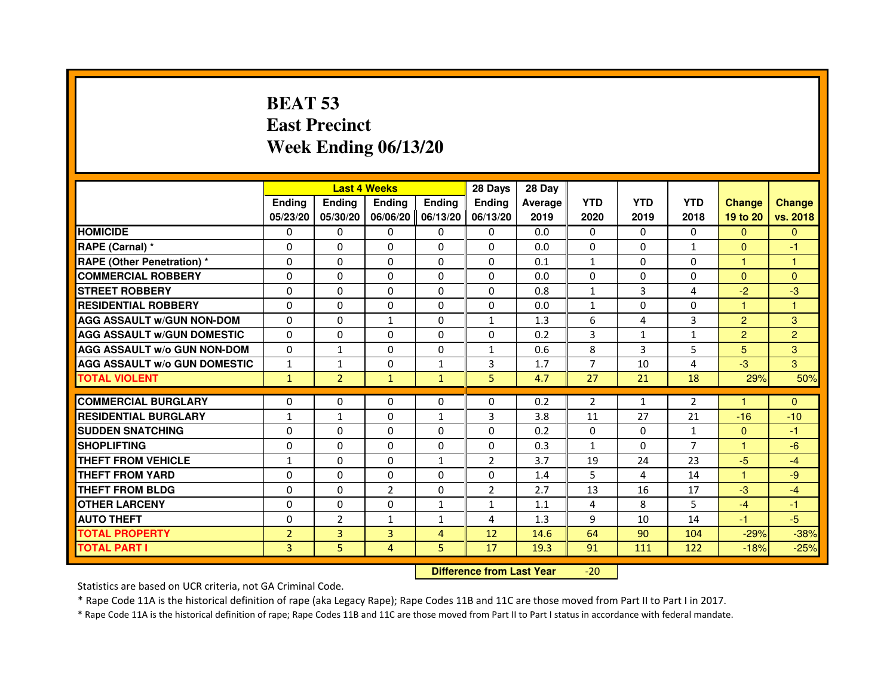# BEAT 53
# East Precinct
# Week Ending 06/13/20

| | Last 4 Weeks | | | | 28 Days | 28 Day | | | | | |
|---|---|---|---|---|---|---|---|---|---|---|---|
| | Ending 05/23/20 | Ending 05/30/20 | Ending 06/06/20 | Ending 06/13/20 | Ending 06/13/20 | Average 2019 | YTD 2020 | YTD 2019 | YTD 2018 | Change 19 to 20 | Change vs. 2018 |
| HOMICIDE | 0 | 0 | 0 | 0 | 0 | 0.0 | 0 | 0 | 0 | 0 | 0 |
| RAPE (Carnal) * | 0 | 0 | 0 | 0 | 0 | 0.0 | 0 | 0 | 1 | 0 | -1 |
| RAPE (Other Penetration) * | 0 | 0 | 0 | 0 | 0 | 0.1 | 1 | 0 | 0 | 1 | 1 |
| COMMERCIAL ROBBERY | 0 | 0 | 0 | 0 | 0 | 0.0 | 0 | 0 | 0 | 0 | 0 |
| STREET ROBBERY | 0 | 0 | 0 | 0 | 0 | 0.8 | 1 | 3 | 4 | -2 | -3 |
| RESIDENTIAL ROBBERY | 0 | 0 | 0 | 0 | 0 | 0.0 | 1 | 0 | 0 | 1 | 1 |
| AGG ASSAULT w/GUN NON-DOM | 0 | 0 | 1 | 0 | 1 | 1.3 | 6 | 4 | 3 | 2 | 3 |
| AGG ASSAULT w/GUN DOMESTIC | 0 | 0 | 0 | 0 | 0 | 0.2 | 3 | 1 | 1 | 2 | 2 |
| AGG ASSAULT w/o GUN NON-DOM | 0 | 1 | 0 | 0 | 1 | 0.6 | 8 | 3 | 5 | 5 | 3 |
| AGG ASSAULT w/o GUN DOMESTIC | 1 | 1 | 0 | 1 | 3 | 1.7 | 7 | 10 | 4 | -3 | 3 |
| TOTAL VIOLENT | 1 | 2 | 1 | 1 | 5 | 4.7 | 27 | 21 | 18 | 29% | 50% |
| COMMERCIAL BURGLARY | 0 | 0 | 0 | 0 | 0 | 0.2 | 2 | 1 | 2 | 1 | 0 |
| RESIDENTIAL BURGLARY | 1 | 1 | 0 | 1 | 3 | 3.8 | 11 | 27 | 21 | -16 | -10 |
| SUDDEN SNATCHING | 0 | 0 | 0 | 0 | 0 | 0.2 | 0 | 0 | 1 | 0 | -1 |
| SHOPLIFTING | 0 | 0 | 0 | 0 | 0 | 0.3 | 1 | 0 | 7 | 1 | -6 |
| THEFT FROM VEHICLE | 1 | 0 | 0 | 1 | 2 | 3.7 | 19 | 24 | 23 | -5 | -4 |
| THEFT FROM YARD | 0 | 0 | 0 | 0 | 0 | 1.4 | 5 | 4 | 14 | 1 | -9 |
| THEFT FROM BLDG | 0 | 0 | 2 | 0 | 2 | 2.7 | 13 | 16 | 17 | -3 | -4 |
| OTHER LARCENY | 0 | 0 | 0 | 1 | 1 | 1.1 | 4 | 8 | 5 | -4 | -1 |
| AUTO THEFT | 0 | 2 | 1 | 1 | 4 | 1.3 | 9 | 10 | 14 | -1 | -5 |
| TOTAL PROPERTY | 2 | 3 | 3 | 4 | 12 | 14.6 | 64 | 90 | 104 | -29% | -38% |
| TOTAL PART I | 3 | 5 | 4 | 5 | 17 | 19.3 | 91 | 111 | 122 | -18% | -25% |

**Difference from Last Year** -20

Statistics are based on UCR criteria, not GA Criminal Code.

* Rape Code 11A is the historical definition of rape (aka Legacy Rape); Rape Codes 11B and 11C are those moved from Part II to Part I in 2017.

* Rape Code 11A is the historical definition of rape; Rape Codes 11B and 11C are those moved from Part II to Part I status in accordance with federal mandate.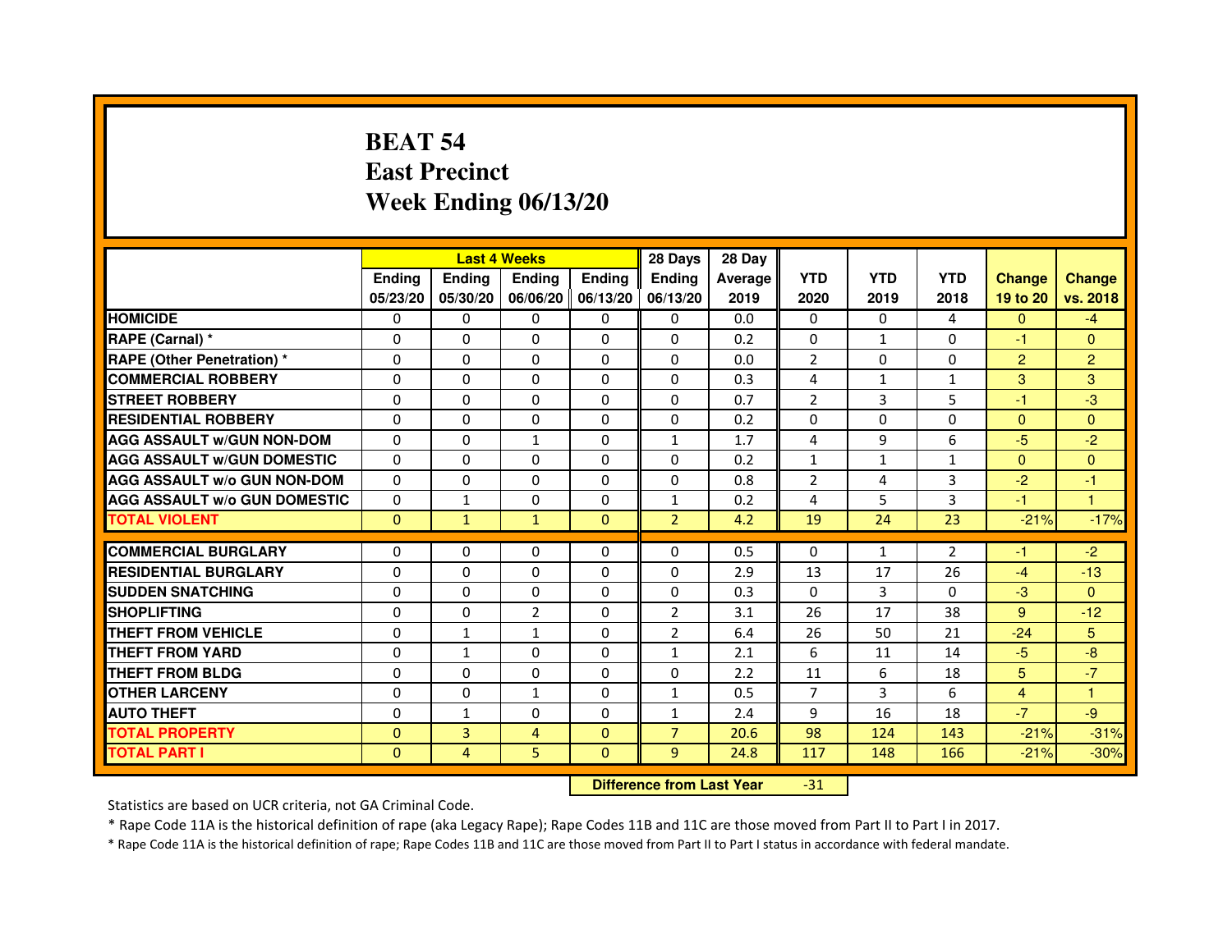# BEAT 54
# East Precinct
# Week Ending 06/13/20

| | Last 4 Weeks | | | | 28 Days | 28 Day | | | | | |
|---|---|---|---|---|---|---|---|---|---|---|---|
| | Ending 05/23/20 | Ending 05/30/20 | Ending 06/06/20 | Ending 06/13/20 | Ending 06/13/20 | Average 2019 | YTD 2020 | YTD 2019 | YTD 2018 | Change 19 to 20 | Change vs. 2018 |
| HOMICIDE | 0 | 0 | 0 | 0 | 0 | 0.0 | 0 | 0 | 4 | 0 | -4 |
| RAPE (Carnal) * | 0 | 0 | 0 | 0 | 0 | 0.2 | 0 | 1 | 0 | -1 | 0 |
| RAPE (Other Penetration) * | 0 | 0 | 0 | 0 | 0 | 0.0 | 2 | 0 | 0 | 2 | 2 |
| COMMERCIAL ROBBERY | 0 | 0 | 0 | 0 | 0 | 0.3 | 4 | 1 | 1 | 3 | 3 |
| STREET ROBBERY | 0 | 0 | 0 | 0 | 0 | 0.7 | 2 | 3 | 5 | -1 | -3 |
| RESIDENTIAL ROBBERY | 0 | 0 | 0 | 0 | 0 | 0.2 | 0 | 0 | 0 | 0 | 0 |
| AGG ASSAULT w/GUN NON-DOM | 0 | 0 | 1 | 0 | 1 | 1.7 | 4 | 9 | 6 | -5 | -2 |
| AGG ASSAULT w/GUN DOMESTIC | 0 | 0 | 0 | 0 | 0 | 0.2 | 1 | 1 | 1 | 0 | 0 |
| AGG ASSAULT w/o GUN NON-DOM | 0 | 0 | 0 | 0 | 0 | 0.8 | 2 | 4 | 3 | -2 | -1 |
| AGG ASSAULT w/o GUN DOMESTIC | 0 | 1 | 0 | 0 | 1 | 0.2 | 4 | 5 | 3 | -1 | 1 |
| TOTAL VIOLENT | 0 | 1 | 1 | 0 | 2 | 4.2 | 19 | 24 | 23 | -21% | -17% |
| COMMERCIAL BURGLARY | 0 | 0 | 0 | 0 | 0 | 0.5 | 0 | 1 | 2 | -1 | -2 |
| RESIDENTIAL BURGLARY | 0 | 0 | 0 | 0 | 0 | 2.9 | 13 | 17 | 26 | -4 | -13 |
| SUDDEN SNATCHING | 0 | 0 | 0 | 0 | 0 | 0.3 | 0 | 3 | 0 | -3 | 0 |
| SHOPLIFTING | 0 | 0 | 2 | 0 | 2 | 3.1 | 26 | 17 | 38 | 9 | -12 |
| THEFT FROM VEHICLE | 0 | 1 | 1 | 0 | 2 | 6.4 | 26 | 50 | 21 | -24 | 5 |
| THEFT FROM YARD | 0 | 1 | 0 | 0 | 1 | 2.1 | 6 | 11 | 14 | -5 | -8 |
| THEFT FROM BLDG | 0 | 0 | 0 | 0 | 0 | 2.2 | 11 | 6 | 18 | 5 | -7 |
| OTHER LARCENY | 0 | 0 | 1 | 0 | 1 | 0.5 | 7 | 3 | 6 | 4 | 1 |
| AUTO THEFT | 0 | 1 | 0 | 0 | 1 | 2.4 | 9 | 16 | 18 | -7 | -9 |
| TOTAL PROPERTY | 0 | 3 | 4 | 0 | 7 | 20.6 | 98 | 124 | 143 | -21% | -31% |
| TOTAL PART I | 0 | 4 | 5 | 0 | 9 | 24.8 | 117 | 148 | 166 | -21% | -30% |

**Difference from Last Year** -31

Statistics are based on UCR criteria, not GA Criminal Code.

* Rape Code 11A is the historical definition of rape (aka Legacy Rape); Rape Codes 11B and 11C are those moved from Part II to Part I in 2017.

* Rape Code 11A is the historical definition of rape; Rape Codes 11B and 11C are those moved from Part II to Part I status in accordance with federal mandate.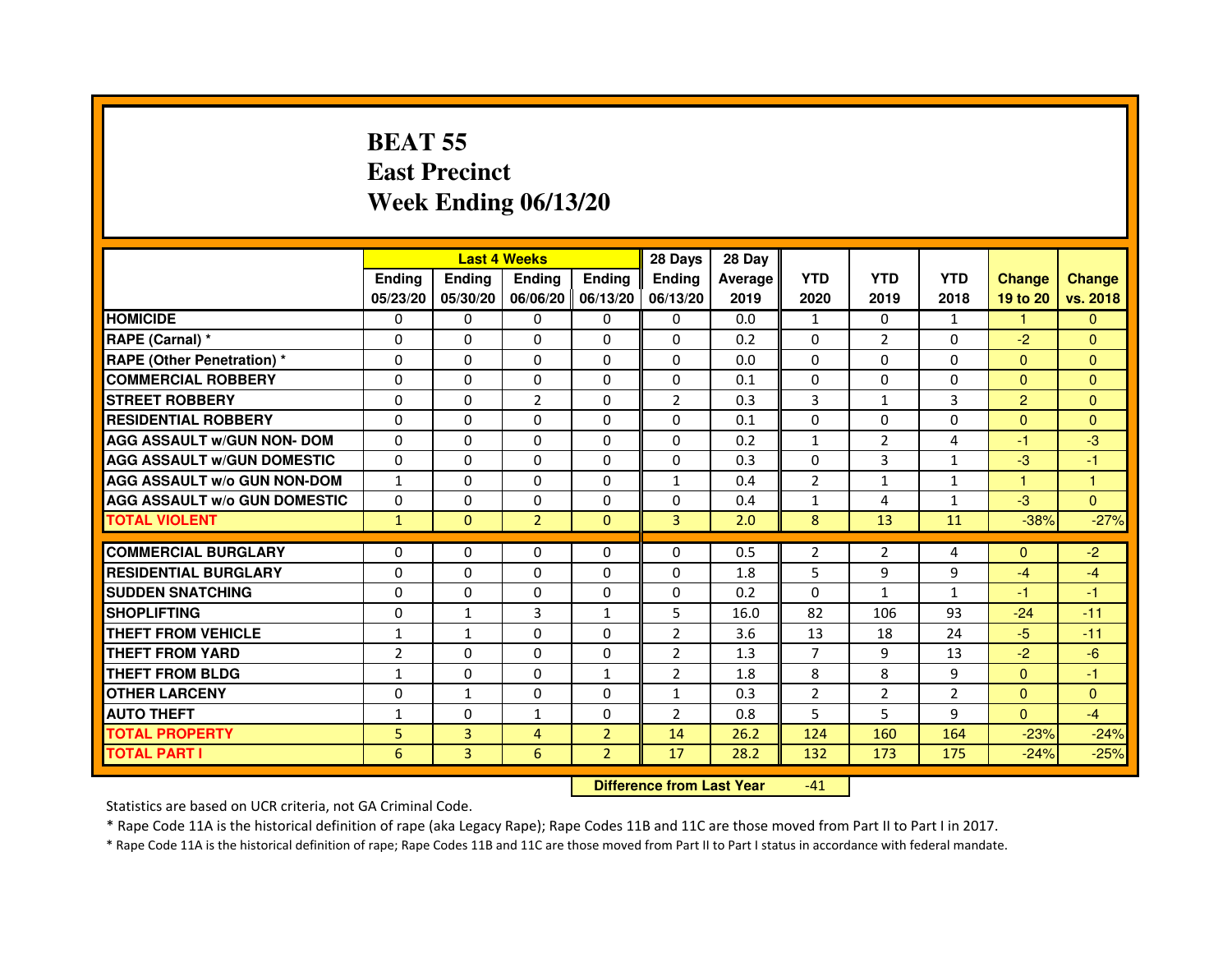# BEAT 55
## East Precinct
## Week Ending 06/13/20

| | Last 4 Weeks | | | | 28 Days | 28 Day | | | | | |
|---|---|---|---|---|---|---|---|---|---|---|---|
| | Ending 05/23/20 | Ending 05/30/20 | Ending 06/06/20 | Ending 06/13/20 | Ending 06/13/20 | Average 2019 | YTD 2020 | YTD 2019 | YTD 2018 | Change 19 to 20 | Change vs. 2018 |
| HOMICIDE | 0 | 0 | 0 | 0 | 0 | 0.0 | 1 | 0 | 1 | 1 | 0 |
| RAPE (Carnal) * | 0 | 0 | 0 | 0 | 0 | 0.2 | 0 | 2 | 0 | -2 | 0 |
| RAPE (Other Penetration) * | 0 | 0 | 0 | 0 | 0 | 0.0 | 0 | 0 | 0 | 0 | 0 |
| COMMERCIAL ROBBERY | 0 | 0 | 0 | 0 | 0 | 0.1 | 0 | 0 | 0 | 0 | 0 |
| STREET ROBBERY | 0 | 0 | 2 | 0 | 2 | 0.3 | 3 | 1 | 3 | 2 | 0 |
| RESIDENTIAL ROBBERY | 0 | 0 | 0 | 0 | 0 | 0.1 | 0 | 0 | 0 | 0 | 0 |
| AGG ASSAULT w/GUN NON- DOM | 0 | 0 | 0 | 0 | 0 | 0.2 | 1 | 2 | 4 | -1 | -3 |
| AGG ASSAULT w/GUN DOMESTIC | 0 | 0 | 0 | 0 | 0 | 0.3 | 0 | 3 | 1 | -3 | -1 |
| AGG ASSAULT w/o GUN NON-DOM | 1 | 0 | 0 | 0 | 1 | 0.4 | 2 | 1 | 1 | 1 | 1 |
| AGG ASSAULT w/o GUN DOMESTIC | 0 | 0 | 0 | 0 | 0 | 0.4 | 1 | 4 | 1 | -3 | 0 |
| TOTAL VIOLENT | 1 | 0 | 2 | 0 | 3 | 2.0 | 8 | 13 | 11 | -38% | -27% |
| COMMERCIAL BURGLARY | 0 | 0 | 0 | 0 | 0 | 0.5 | 2 | 2 | 4 | 0 | -2 |
| RESIDENTIAL BURGLARY | 0 | 0 | 0 | 0 | 0 | 1.8 | 5 | 9 | 9 | -4 | -4 |
| SUDDEN SNATCHING | 0 | 0 | 0 | 0 | 0 | 0.2 | 0 | 1 | 1 | -1 | -1 |
| SHOPLIFTING | 0 | 1 | 3 | 1 | 5 | 16.0 | 82 | 106 | 93 | -24 | -11 |
| THEFT FROM VEHICLE | 1 | 1 | 0 | 0 | 2 | 3.6 | 13 | 18 | 24 | -5 | -11 |
| THEFT FROM YARD | 2 | 0 | 0 | 0 | 2 | 1.3 | 7 | 9 | 13 | -2 | -6 |
| THEFT FROM BLDG | 1 | 0 | 0 | 1 | 2 | 1.8 | 8 | 8 | 9 | 0 | -1 |
| OTHER LARCENY | 0 | 1 | 0 | 0 | 1 | 0.3 | 2 | 2 | 2 | 0 | 0 |
| AUTO THEFT | 1 | 0 | 1 | 0 | 2 | 0.8 | 5 | 5 | 9 | 0 | -4 |
| TOTAL PROPERTY | 5 | 3 | 4 | 2 | 14 | 26.2 | 124 | 160 | 164 | -23% | -24% |
| TOTAL PART I | 6 | 3 | 6 | 2 | 17 | 28.2 | 132 | 173 | 175 | -24% | -25% |

**Difference from Last Year** -41

Statistics are based on UCR criteria, not GA Criminal Code.

* Rape Code 11A is the historical definition of rape (aka Legacy Rape); Rape Codes 11B and 11C are those moved from Part II to Part I in 2017.

* Rape Code 11A is the historical definition of rape; Rape Codes 11B and 11C are those moved from Part II to Part I status in accordance with federal mandate.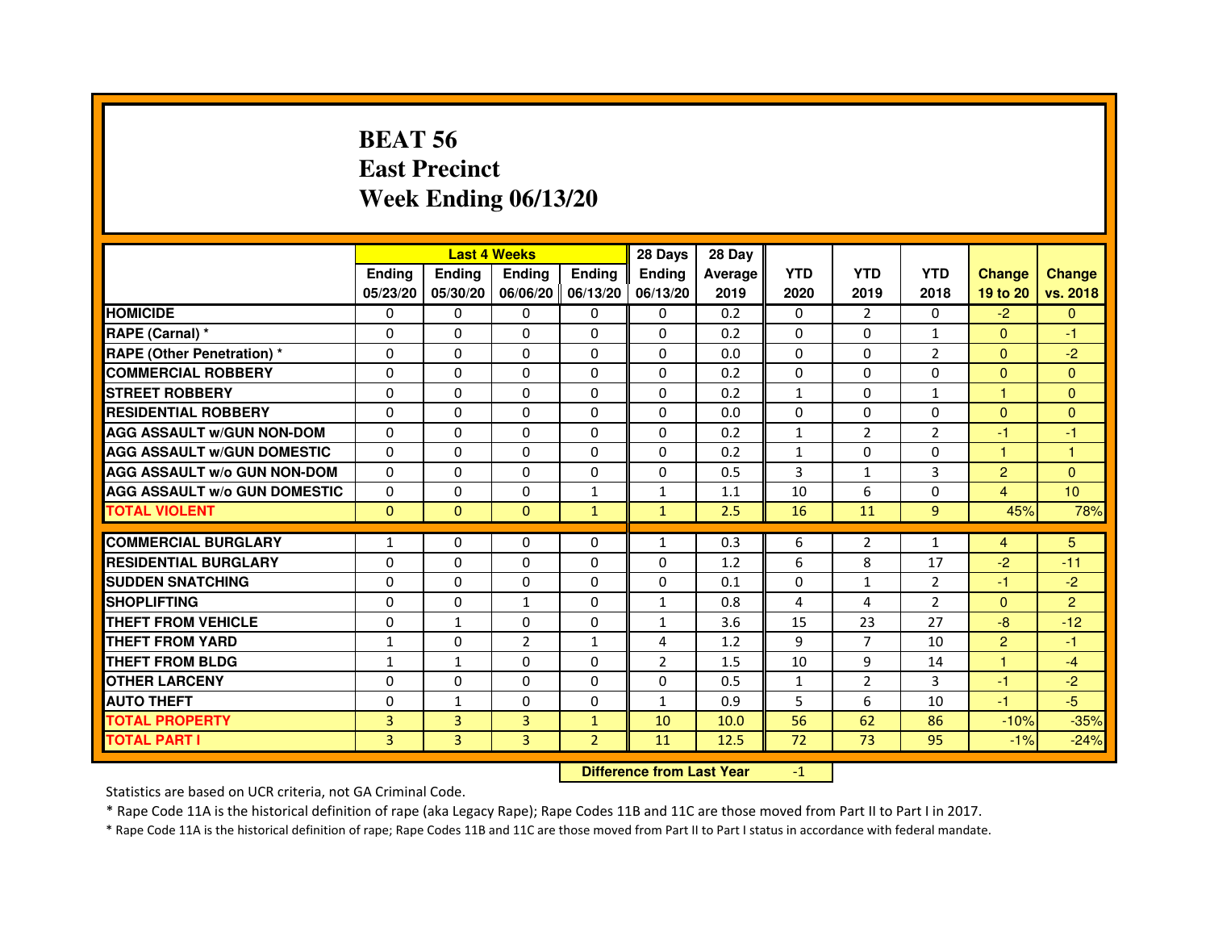# BEAT 56
# East Precinct
# Week Ending 06/13/20

| | Last 4 Weeks | | | | 28 Days | 28 Day | | | | | |
|---|---|---|---|---|---|---|---|---|---|---|---|
| | Ending 05/23/20 | Ending 05/30/20 | Ending 06/06/20 | Ending 06/13/20 | Ending 06/13/20 | Average 2019 | YTD 2020 | YTD 2019 | YTD 2018 | Change 19 to 20 | Change vs. 2018 |
| HOMICIDE | 0 | 0 | 0 | 0 | 0 | 0.2 | 0 | 2 | 0 | -2 | 0 |
| RAPE (Carnal) * | 0 | 0 | 0 | 0 | 0 | 0.2 | 0 | 0 | 1 | 0 | -1 |
| RAPE (Other Penetration) * | 0 | 0 | 0 | 0 | 0 | 0.0 | 0 | 0 | 2 | 0 | -2 |
| COMMERCIAL ROBBERY | 0 | 0 | 0 | 0 | 0 | 0.2 | 0 | 0 | 0 | 0 | 0 |
| STREET ROBBERY | 0 | 0 | 0 | 0 | 0 | 0.2 | 1 | 0 | 1 | 1 | 0 |
| RESIDENTIAL ROBBERY | 0 | 0 | 0 | 0 | 0 | 0.0 | 0 | 0 | 0 | 0 | 0 |
| AGG ASSAULT w/GUN NON-DOM | 0 | 0 | 0 | 0 | 0 | 0.2 | 1 | 2 | 2 | -1 | -1 |
| AGG ASSAULT w/GUN DOMESTIC | 0 | 0 | 0 | 0 | 0 | 0.2 | 1 | 0 | 0 | 1 | 1 |
| AGG ASSAULT w/o GUN NON-DOM | 0 | 0 | 0 | 0 | 0 | 0.5 | 3 | 1 | 3 | 2 | 0 |
| AGG ASSAULT w/o GUN DOMESTIC | 0 | 0 | 0 | 1 | 1 | 1.1 | 10 | 6 | 0 | 4 | 10 |
| TOTAL VIOLENT | 0 | 0 | 0 | 1 | 1 | 2.5 | 16 | 11 | 9 | 45% | 78% |
| COMMERCIAL BURGLARY | 1 | 0 | 0 | 0 | 1 | 0.3 | 6 | 2 | 1 | 4 | 5 |
| RESIDENTIAL BURGLARY | 0 | 0 | 0 | 0 | 0 | 1.2 | 6 | 8 | 17 | -2 | -11 |
| SUDDEN SNATCHING | 0 | 0 | 0 | 0 | 0 | 0.1 | 0 | 1 | 2 | -1 | -2 |
| SHOPLIFTING | 0 | 0 | 1 | 0 | 1 | 0.8 | 4 | 4 | 2 | 0 | 2 |
| THEFT FROM VEHICLE | 0 | 1 | 0 | 0 | 1 | 3.6 | 15 | 23 | 27 | -8 | -12 |
| THEFT FROM YARD | 1 | 0 | 2 | 1 | 4 | 1.2 | 9 | 7 | 10 | 2 | -1 |
| THEFT FROM BLDG | 1 | 1 | 0 | 0 | 2 | 1.5 | 10 | 9 | 14 | 1 | -4 |
| OTHER LARCENY | 0 | 0 | 0 | 0 | 0 | 0.5 | 1 | 2 | 3 | -1 | -2 |
| AUTO THEFT | 0 | 1 | 0 | 0 | 1 | 0.9 | 5 | 6 | 10 | -1 | -5 |
| TOTAL PROPERTY | 3 | 3 | 3 | 1 | 10 | 10.0 | 56 | 62 | 86 | -10% | -35% |
| TOTAL PART I | 3 | 3 | 3 | 2 | 11 | 12.5 | 72 | 73 | 95 | -1% | -24% |

**Difference from Last Year** -1

Statistics are based on UCR criteria, not GA Criminal Code.

* Rape Code 11A is the historical definition of rape (aka Legacy Rape); Rape Codes 11B and 11C are those moved from Part II to Part I in 2017.

* Rape Code 11A is the historical definition of rape; Rape Codes 11B and 11C are those moved from Part II to Part I status in accordance with federal mandate.